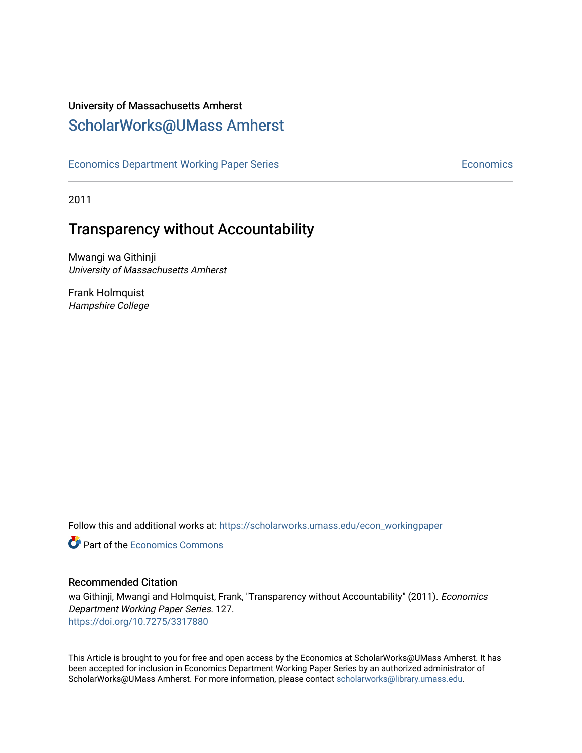University of Massachusetts Amherst

# ScholarWorks@UMass Amherst

Economics Department Working Paper Series | Economics

2011

## Transparency without Accountability

Mwangi wa Githinji
*University of Massachusetts Amherst*

Frank Holmquist
*Hampshire College*

Follow this and additional works at: https://scholarworks.umass.edu/econ_workingpaper

Part of the Economics Commons

### Recommended Citation

wa Githinji, Mwangi and Holmquist, Frank, "Transparency without Accountability" (2011). *Economics Department Working Paper Series*. 127.
https://doi.org/10.7275/3317880

This Article is brought to you for free and open access by the Economics at ScholarWorks@UMass Amherst. It has been accepted for inclusion in Economics Department Working Paper Series by an authorized administrator of ScholarWorks@UMass Amherst. For more information, please contact scholarworks@library.umass.edu.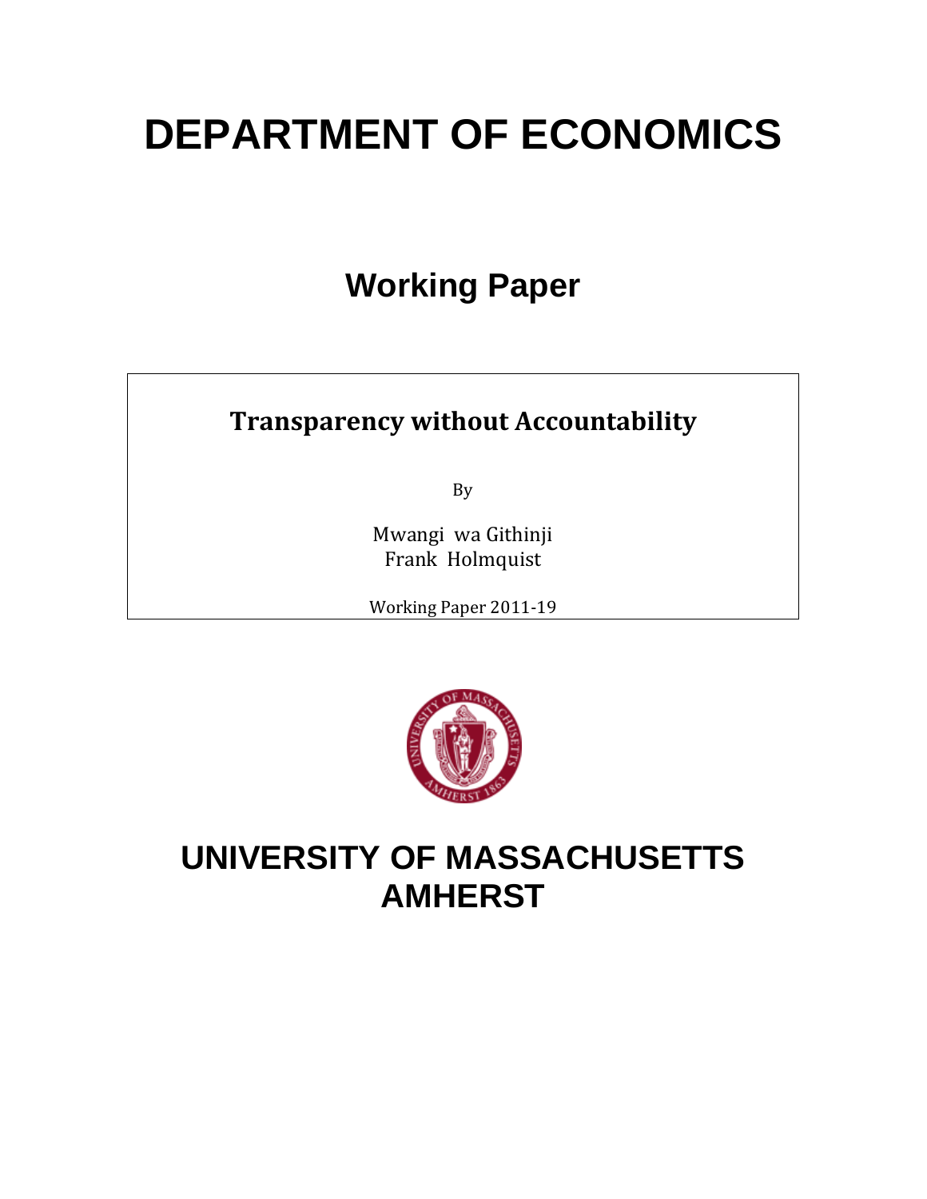# DEPARTMENT OF ECONOMICS

## Working Paper

**Transparency without Accountability**

By

Mwangi wa Githinji
Frank Holmquist

Working Paper 2011-19

# UNIVERSITY OF MASSACHUSETTS AMHERST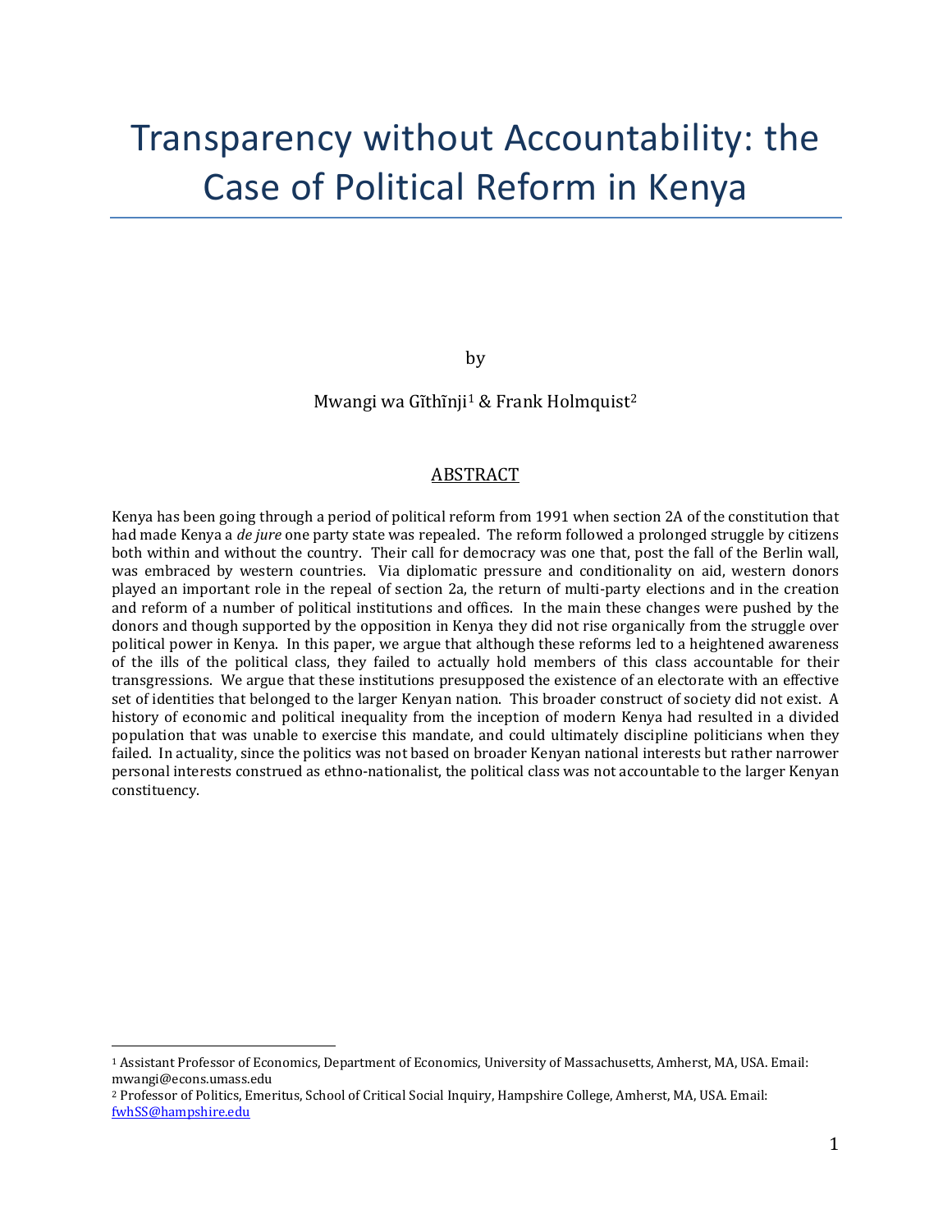# Transparency without Accountability: the Case of Political Reform in Kenya

by

Mwangi wa Gĩthĩnji[1] & Frank Holmquist[2]

## ABSTRACT

Kenya has been going through a period of political reform from 1991 when section 2A of the constitution that had made Kenya a *de jure* one party state was repealed. The reform followed a prolonged struggle by citizens both within and without the country. Their call for democracy was one that, post the fall of the Berlin wall, was embraced by western countries. Via diplomatic pressure and conditionality on aid, western donors played an important role in the repeal of section 2a, the return of multi-party elections and in the creation and reform of a number of political institutions and offices. In the main these changes were pushed by the donors and though supported by the opposition in Kenya they did not rise organically from the struggle over political power in Kenya. In this paper, we argue that although these reforms led to a heightened awareness of the ills of the political class, they failed to actually hold members of this class accountable for their transgressions. We argue that these institutions presupposed the existence of an electorate with an effective set of identities that belonged to the larger Kenyan nation. This broader construct of society did not exist. A history of economic and political inequality from the inception of modern Kenya had resulted in a divided population that was unable to exercise this mandate, and could ultimately discipline politicians when they failed. In actuality, since the politics was not based on broader Kenyan national interests but rather narrower personal interests construed as ethno-nationalist, the political class was not accountable to the larger Kenyan constituency.

[1] Assistant Professor of Economics, Department of Economics, University of Massachusetts, Amherst, MA, USA. Email: mwangi@econs.umass.edu

[2] Professor of Politics, Emeritus, School of Critical Social Inquiry, Hampshire College, Amherst, MA, USA. Email: fwhSS@hampshire.edu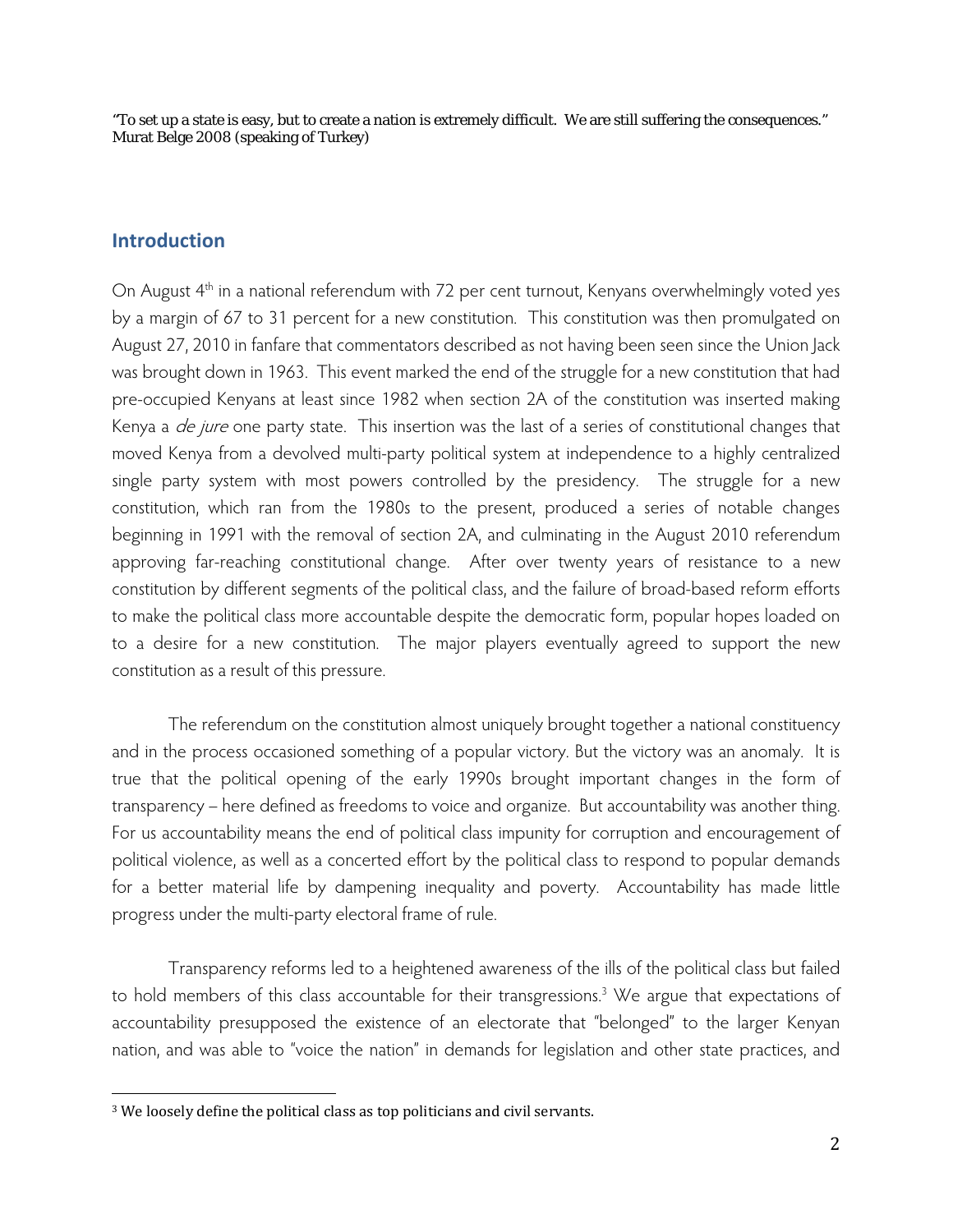"To set up a state is easy, but to create a nation is extremely difficult. We are still suffering the consequences." Murat Belge 2008 (speaking of Turkey)

## Introduction

On August 4th in a national referendum with 72 per cent turnout, Kenyans overwhelmingly voted yes by a margin of 67 to 31 percent for a new constitution. This constitution was then promulgated on August 27, 2010 in fanfare that commentators described as not having been seen since the Union Jack was brought down in 1963. This event marked the end of the struggle for a new constitution that had pre-occupied Kenyans at least since 1982 when section 2A of the constitution was inserted making Kenya a *de jure* one party state. This insertion was the last of a series of constitutional changes that moved Kenya from a devolved multi-party political system at independence to a highly centralized single party system with most powers controlled by the presidency. The struggle for a new constitution, which ran from the 1980s to the present, produced a series of notable changes beginning in 1991 with the removal of section 2A, and culminating in the August 2010 referendum approving far-reaching constitutional change. After over twenty years of resistance to a new constitution by different segments of the political class, and the failure of broad-based reform efforts to make the political class more accountable despite the democratic form, popular hopes loaded on to a desire for a new constitution. The major players eventually agreed to support the new constitution as a result of this pressure.

The referendum on the constitution almost uniquely brought together a national constituency and in the process occasioned something of a popular victory. But the victory was an anomaly. It is true that the political opening of the early 1990s brought important changes in the form of transparency – here defined as freedoms to voice and organize. But accountability was another thing. For us accountability means the end of political class impunity for corruption and encouragement of political violence, as well as a concerted effort by the political class to respond to popular demands for a better material life by dampening inequality and poverty. Accountability has made little progress under the multi-party electoral frame of rule.

Transparency reforms led to a heightened awareness of the ills of the political class but failed to hold members of this class accountable for their transgressions.[3] We argue that expectations of accountability presupposed the existence of an electorate that "belonged" to the larger Kenyan nation, and was able to "voice the nation" in demands for legislation and other state practices, and

[3] We loosely define the political class as top politicians and civil servants.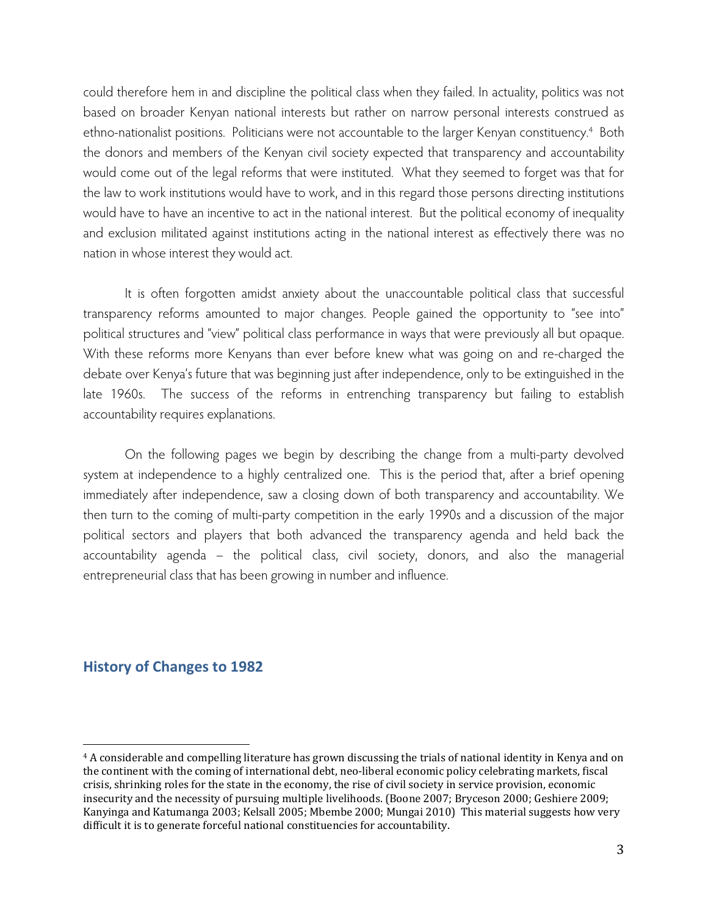could therefore hem in and discipline the political class when they failed. In actuality, politics was not based on broader Kenyan national interests but rather on narrow personal interests construed as ethno-nationalist positions. Politicians were not accountable to the larger Kenyan constituency.[4] Both the donors and members of the Kenyan civil society expected that transparency and accountability would come out of the legal reforms that were instituted. What they seemed to forget was that for the law to work institutions would have to work, and in this regard those persons directing institutions would have to have an incentive to act in the national interest. But the political economy of inequality and exclusion militated against institutions acting in the national interest as effectively there was no nation in whose interest they would act.

It is often forgotten amidst anxiety about the unaccountable political class that successful transparency reforms amounted to major changes. People gained the opportunity to "see into" political structures and "view" political class performance in ways that were previously all but opaque. With these reforms more Kenyans than ever before knew what was going on and re-charged the debate over Kenya's future that was beginning just after independence, only to be extinguished in the late 1960s. The success of the reforms in entrenching transparency but failing to establish accountability requires explanations.

On the following pages we begin by describing the change from a multi-party devolved system at independence to a highly centralized one. This is the period that, after a brief opening immediately after independence, saw a closing down of both transparency and accountability. We then turn to the coming of multi-party competition in the early 1990s and a discussion of the major political sectors and players that both advanced the transparency agenda and held back the accountability agenda – the political class, civil society, donors, and also the managerial entrepreneurial class that has been growing in number and influence.

## History of Changes to 1982

[4] A considerable and compelling literature has grown discussing the trials of national identity in Kenya and on the continent with the coming of international debt, neo-liberal economic policy celebrating markets, fiscal crisis, shrinking roles for the state in the economy, the rise of civil society in service provision, economic insecurity and the necessity of pursuing multiple livelihoods. (Boone 2007; Bryceson 2000; Geshiere 2009; Kanyinga and Katumanga 2003; Kelsall 2005; Mbembe 2000; Mungai 2010) This material suggests how very difficult it is to generate forceful national constituencies for accountability.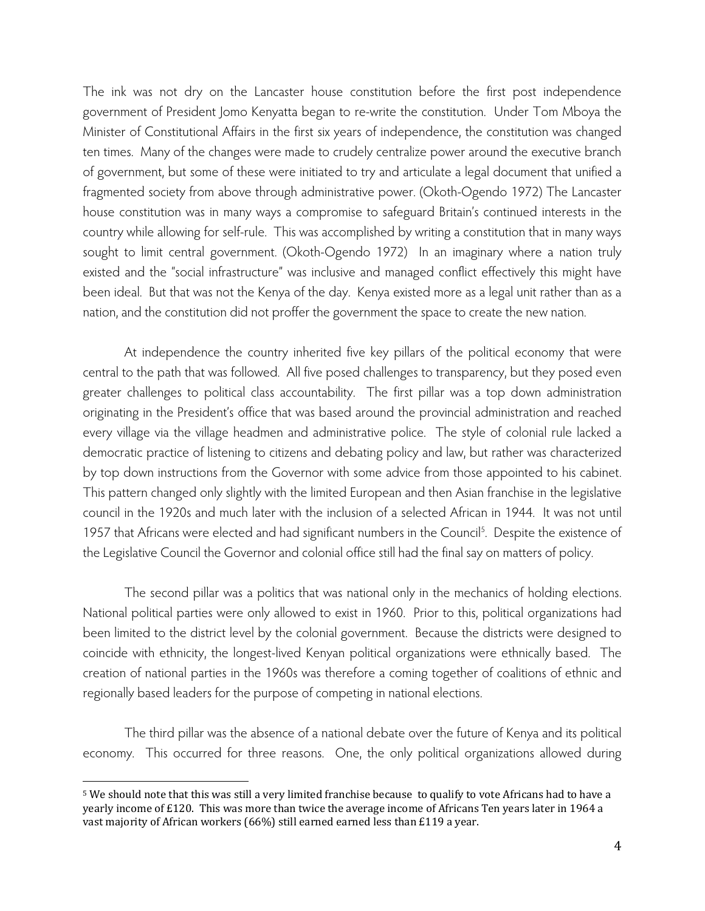The ink was not dry on the Lancaster house constitution before the first post independence government of President Jomo Kenyatta began to re-write the constitution. Under Tom Mboya the Minister of Constitutional Affairs in the first six years of independence, the constitution was changed ten times. Many of the changes were made to crudely centralize power around the executive branch of government, but some of these were initiated to try and articulate a legal document that unified a fragmented society from above through administrative power. (Okoth-Ogendo 1972) The Lancaster house constitution was in many ways a compromise to safeguard Britain's continued interests in the country while allowing for self-rule. This was accomplished by writing a constitution that in many ways sought to limit central government. (Okoth-Ogendo 1972) In an imaginary where a nation truly existed and the "social infrastructure" was inclusive and managed conflict effectively this might have been ideal. But that was not the Kenya of the day. Kenya existed more as a legal unit rather than as a nation, and the constitution did not proffer the government the space to create the new nation.

At independence the country inherited five key pillars of the political economy that were central to the path that was followed. All five posed challenges to transparency, but they posed even greater challenges to political class accountability. The first pillar was a top down administration originating in the President's office that was based around the provincial administration and reached every village via the village headmen and administrative police. The style of colonial rule lacked a democratic practice of listening to citizens and debating policy and law, but rather was characterized by top down instructions from the Governor with some advice from those appointed to his cabinet. This pattern changed only slightly with the limited European and then Asian franchise in the legislative council in the 1920s and much later with the inclusion of a selected African in 1944. It was not until 1957 that Africans were elected and had significant numbers in the Council[5]. Despite the existence of the Legislative Council the Governor and colonial office still had the final say on matters of policy.

The second pillar was a politics that was national only in the mechanics of holding elections. National political parties were only allowed to exist in 1960. Prior to this, political organizations had been limited to the district level by the colonial government. Because the districts were designed to coincide with ethnicity, the longest-lived Kenyan political organizations were ethnically based. The creation of national parties in the 1960s was therefore a coming together of coalitions of ethnic and regionally based leaders for the purpose of competing in national elections.

The third pillar was the absence of a national debate over the future of Kenya and its political economy. This occurred for three reasons. One, the only political organizations allowed during

---

[5] We should note that this was still a very limited franchise because to qualify to vote Africans had to have a yearly income of £120. This was more than twice the average income of Africans Ten years later in 1964 a vast majority of African workers (66%) still earned earned less than £119 a year.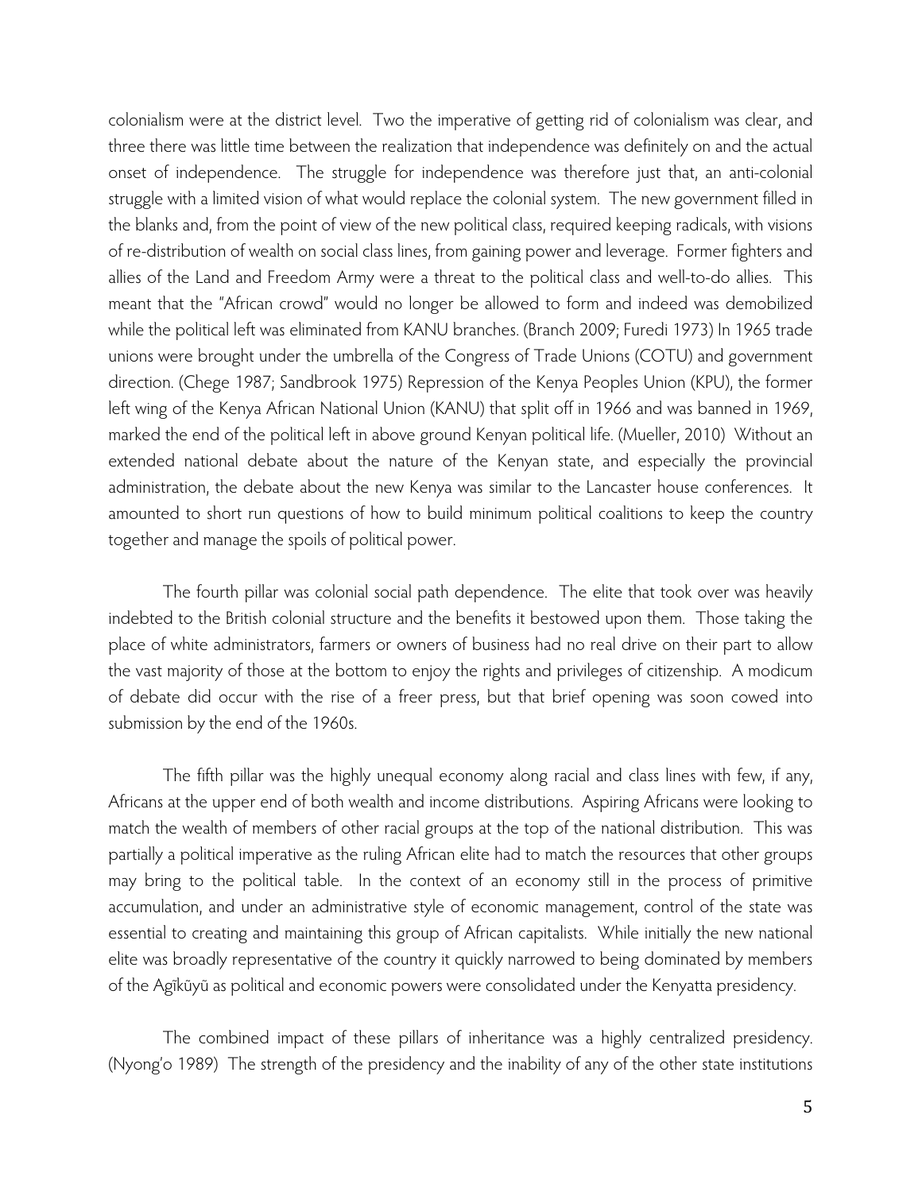colonialism were at the district level. Two the imperative of getting rid of colonialism was clear, and three there was little time between the realization that independence was definitely on and the actual onset of independence. The struggle for independence was therefore just that, an anti-colonial struggle with a limited vision of what would replace the colonial system. The new government filled in the blanks and, from the point of view of the new political class, required keeping radicals, with visions of re-distribution of wealth on social class lines, from gaining power and leverage. Former fighters and allies of the Land and Freedom Army were a threat to the political class and well-to-do allies. This meant that the "African crowd" would no longer be allowed to form and indeed was demobilized while the political left was eliminated from KANU branches. (Branch 2009; Furedi 1973) In 1965 trade unions were brought under the umbrella of the Congress of Trade Unions (COTU) and government direction. (Chege 1987; Sandbrook 1975) Repression of the Kenya Peoples Union (KPU), the former left wing of the Kenya African National Union (KANU) that split off in 1966 and was banned in 1969, marked the end of the political left in above ground Kenyan political life. (Mueller, 2010) Without an extended national debate about the nature of the Kenyan state, and especially the provincial administration, the debate about the new Kenya was similar to the Lancaster house conferences. It amounted to short run questions of how to build minimum political coalitions to keep the country together and manage the spoils of political power.

The fourth pillar was colonial social path dependence. The elite that took over was heavily indebted to the British colonial structure and the benefits it bestowed upon them. Those taking the place of white administrators, farmers or owners of business had no real drive on their part to allow the vast majority of those at the bottom to enjoy the rights and privileges of citizenship. A modicum of debate did occur with the rise of a freer press, but that brief opening was soon cowed into submission by the end of the 1960s.

The fifth pillar was the highly unequal economy along racial and class lines with few, if any, Africans at the upper end of both wealth and income distributions. Aspiring Africans were looking to match the wealth of members of other racial groups at the top of the national distribution. This was partially a political imperative as the ruling African elite had to match the resources that other groups may bring to the political table. In the context of an economy still in the process of primitive accumulation, and under an administrative style of economic management, control of the state was essential to creating and maintaining this group of African capitalists. While initially the new national elite was broadly representative of the country it quickly narrowed to being dominated by members of the Agĩkũyũ as political and economic powers were consolidated under the Kenyatta presidency.

The combined impact of these pillars of inheritance was a highly centralized presidency. (Nyong'o 1989) The strength of the presidency and the inability of any of the other state institutions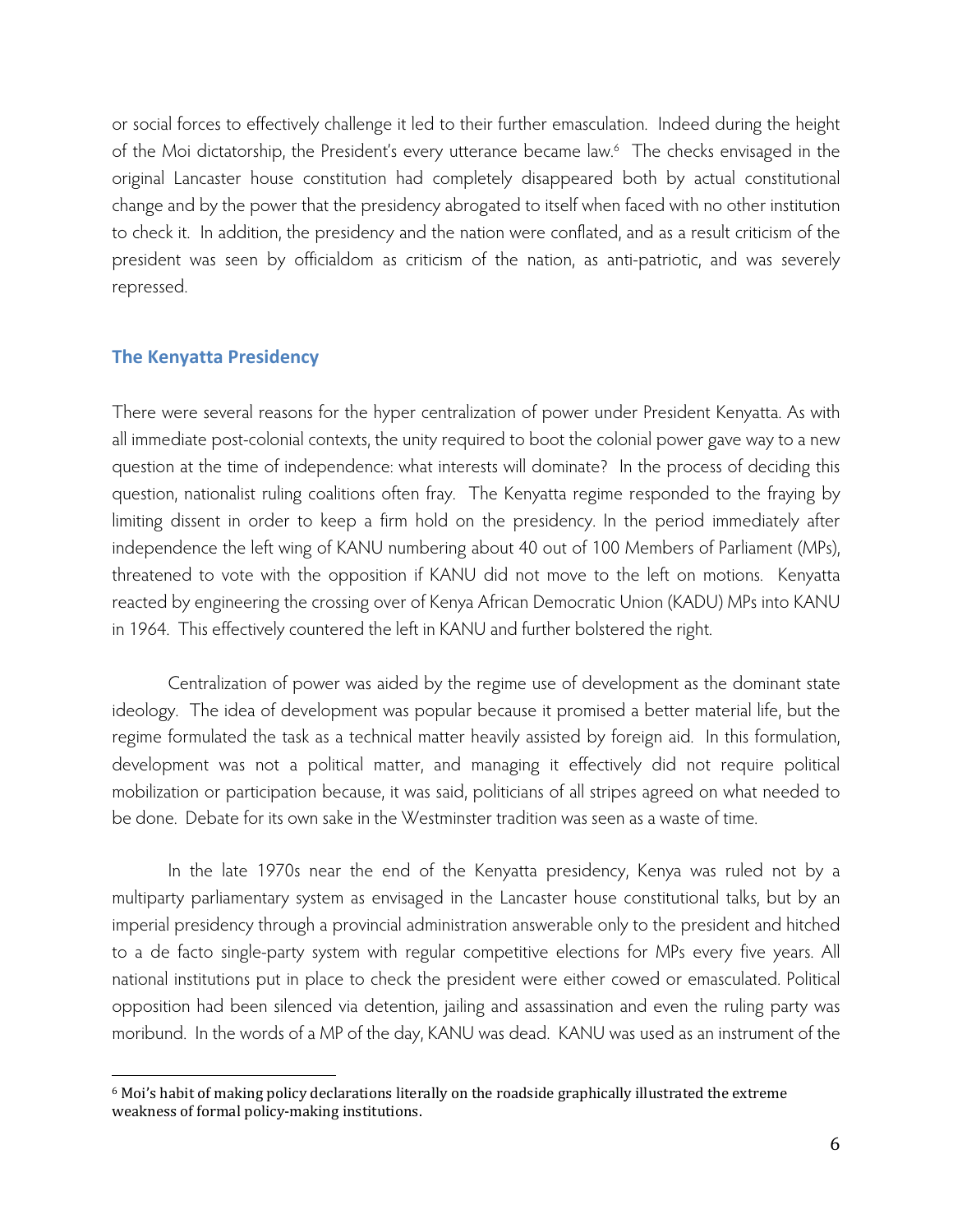or social forces to effectively challenge it led to their further emasculation. Indeed during the height of the Moi dictatorship, the President's every utterance became law.[6] The checks envisaged in the original Lancaster house constitution had completely disappeared both by actual constitutional change and by the power that the presidency abrogated to itself when faced with no other institution to check it. In addition, the presidency and the nation were conflated, and as a result criticism of the president was seen by officialdom as criticism of the nation, as anti-patriotic, and was severely repressed.

## The Kenyatta Presidency

There were several reasons for the hyper centralization of power under President Kenyatta. As with all immediate post-colonial contexts, the unity required to boot the colonial power gave way to a new question at the time of independence: what interests will dominate? In the process of deciding this question, nationalist ruling coalitions often fray. The Kenyatta regime responded to the fraying by limiting dissent in order to keep a firm hold on the presidency. In the period immediately after independence the left wing of KANU numbering about 40 out of 100 Members of Parliament (MPs), threatened to vote with the opposition if KANU did not move to the left on motions. Kenyatta reacted by engineering the crossing over of Kenya African Democratic Union (KADU) MPs into KANU in 1964. This effectively countered the left in KANU and further bolstered the right.

Centralization of power was aided by the regime use of development as the dominant state ideology. The idea of development was popular because it promised a better material life, but the regime formulated the task as a technical matter heavily assisted by foreign aid. In this formulation, development was not a political matter, and managing it effectively did not require political mobilization or participation because, it was said, politicians of all stripes agreed on what needed to be done. Debate for its own sake in the Westminster tradition was seen as a waste of time.

In the late 1970s near the end of the Kenyatta presidency, Kenya was ruled not by a multiparty parliamentary system as envisaged in the Lancaster house constitutional talks, but by an imperial presidency through a provincial administration answerable only to the president and hitched to a de facto single-party system with regular competitive elections for MPs every five years. All national institutions put in place to check the president were either cowed or emasculated. Political opposition had been silenced via detention, jailing and assassination and even the ruling party was moribund. In the words of a MP of the day, KANU was dead. KANU was used as an instrument of the

---

[6] Moi's habit of making policy declarations literally on the roadside graphically illustrated the extreme weakness of formal policy-making institutions.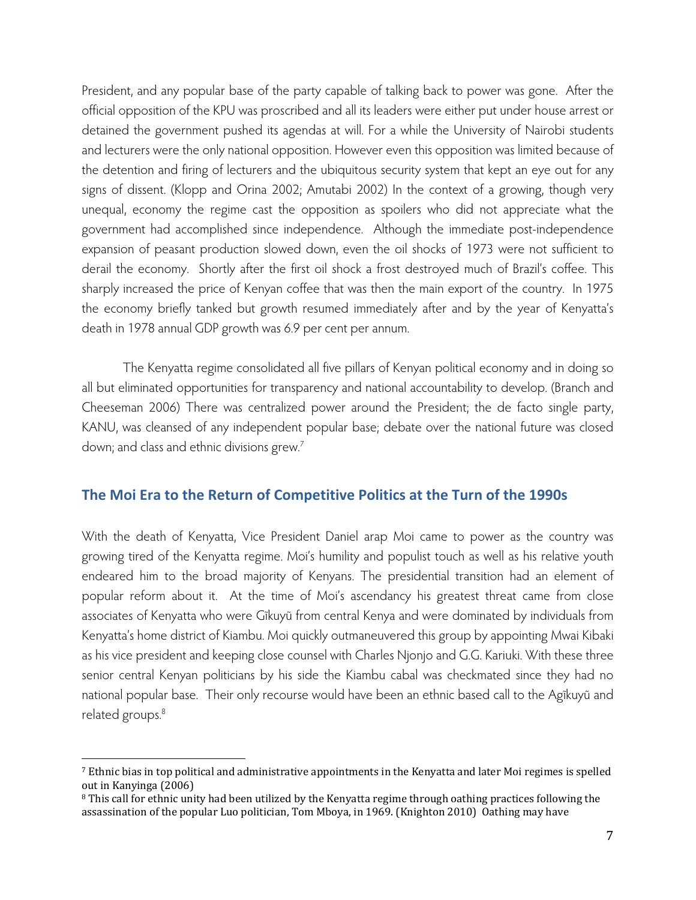President, and any popular base of the party capable of talking back to power was gone. After the official opposition of the KPU was proscribed and all its leaders were either put under house arrest or detained the government pushed its agendas at will. For a while the University of Nairobi students and lecturers were the only national opposition. However even this opposition was limited because of the detention and firing of lecturers and the ubiquitous security system that kept an eye out for any signs of dissent. (Klopp and Orina 2002; Amutabi 2002) In the context of a growing, though very unequal, economy the regime cast the opposition as spoilers who did not appreciate what the government had accomplished since independence. Although the immediate post-independence expansion of peasant production slowed down, even the oil shocks of 1973 were not sufficient to derail the economy. Shortly after the first oil shock a frost destroyed much of Brazil's coffee. This sharply increased the price of Kenyan coffee that was then the main export of the country. In 1975 the economy briefly tanked but growth resumed immediately after and by the year of Kenyatta's death in 1978 annual GDP growth was 6.9 per cent per annum.

The Kenyatta regime consolidated all five pillars of Kenyan political economy and in doing so all but eliminated opportunities for transparency and national accountability to develop. (Branch and Cheeseman 2006) There was centralized power around the President; the de facto single party, KANU, was cleansed of any independent popular base; debate over the national future was closed down; and class and ethnic divisions grew.[7]

## The Moi Era to the Return of Competitive Politics at the Turn of the 1990s

With the death of Kenyatta, Vice President Daniel arap Moi came to power as the country was growing tired of the Kenyatta regime. Moi's humility and populist touch as well as his relative youth endeared him to the broad majority of Kenyans. The presidential transition had an element of popular reform about it. At the time of Moi's ascendancy his greatest threat came from close associates of Kenyatta who were Gĩkuyũ from central Kenya and were dominated by individuals from Kenyatta's home district of Kiambu. Moi quickly outmaneuvered this group by appointing Mwai Kibaki as his vice president and keeping close counsel with Charles Njonjo and G.G. Kariuki. With these three senior central Kenyan politicians by his side the Kiambu cabal was checkmated since they had no national popular base. Their only recourse would have been an ethnic based call to the Agĩkuyũ and related groups.[8]

[7] Ethnic bias in top political and administrative appointments in the Kenyatta and later Moi regimes is spelled out in Kanyinga (2006)

[8] This call for ethnic unity had been utilized by the Kenyatta regime through oathing practices following the assassination of the popular Luo politician, Tom Mboya, in 1969. (Knighton 2010) Oathing may have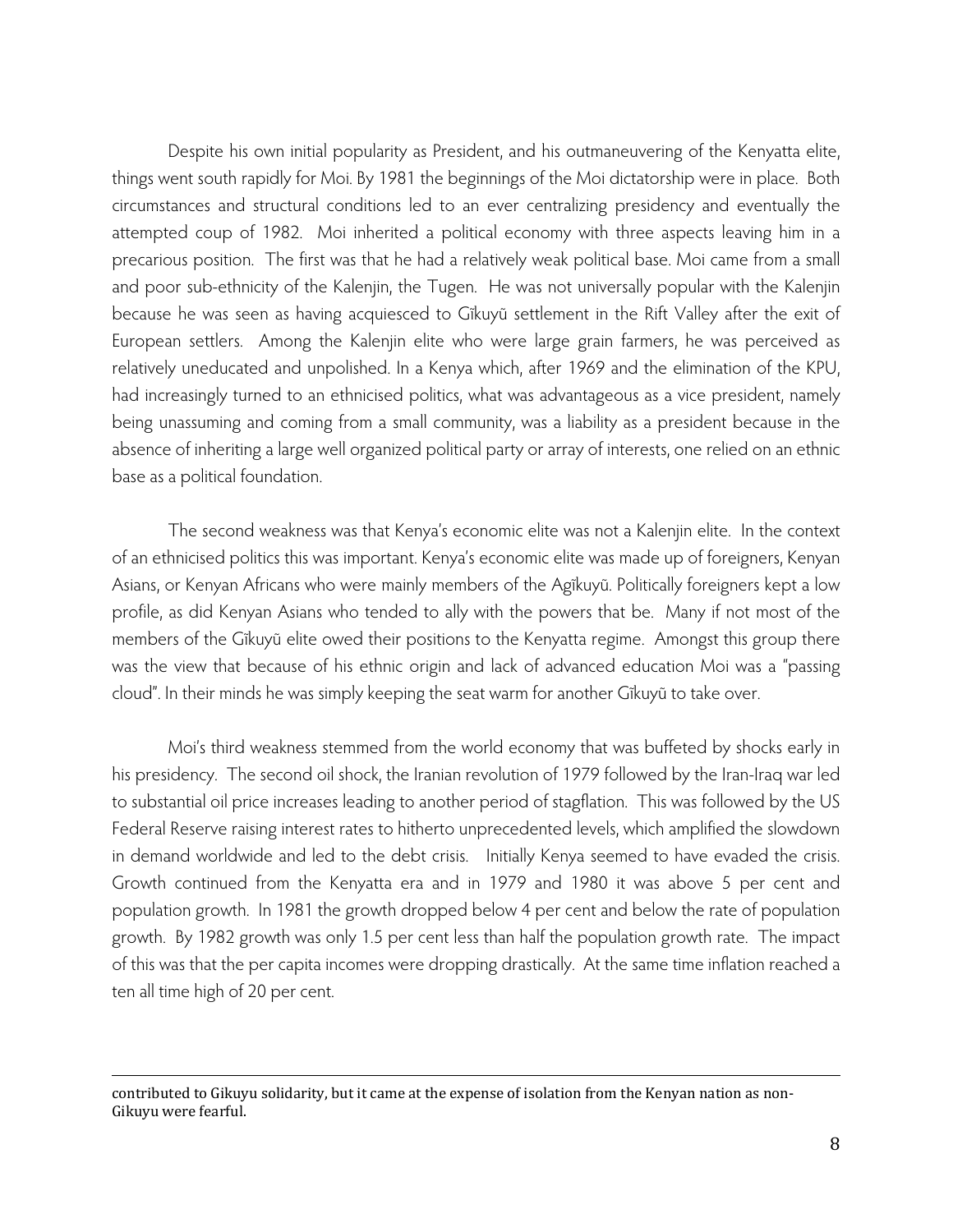Despite his own initial popularity as President, and his outmaneuvering of the Kenyatta elite, things went south rapidly for Moi. By 1981 the beginnings of the Moi dictatorship were in place. Both circumstances and structural conditions led to an ever centralizing presidency and eventually the attempted coup of 1982. Moi inherited a political economy with three aspects leaving him in a precarious position. The first was that he had a relatively weak political base. Moi came from a small and poor sub-ethnicity of the Kalenjin, the Tugen. He was not universally popular with the Kalenjin because he was seen as having acquiesced to Gĩkuyũ settlement in the Rift Valley after the exit of European settlers. Among the Kalenjin elite who were large grain farmers, he was perceived as relatively uneducated and unpolished. In a Kenya which, after 1969 and the elimination of the KPU, had increasingly turned to an ethnicised politics, what was advantageous as a vice president, namely being unassuming and coming from a small community, was a liability as a president because in the absence of inheriting a large well organized political party or array of interests, one relied on an ethnic base as a political foundation.

The second weakness was that Kenya's economic elite was not a Kalenjin elite. In the context of an ethnicised politics this was important. Kenya's economic elite was made up of foreigners, Kenyan Asians, or Kenyan Africans who were mainly members of the Agĩkuyũ. Politically foreigners kept a low profile, as did Kenyan Asians who tended to ally with the powers that be. Many if not most of the members of the Gĩkuyũ elite owed their positions to the Kenyatta regime. Amongst this group there was the view that because of his ethnic origin and lack of advanced education Moi was a "passing cloud". In their minds he was simply keeping the seat warm for another Gĩkuyũ to take over.

Moi's third weakness stemmed from the world economy that was buffeted by shocks early in his presidency. The second oil shock, the Iranian revolution of 1979 followed by the Iran-Iraq war led to substantial oil price increases leading to another period of stagflation. This was followed by the US Federal Reserve raising interest rates to hitherto unprecedented levels, which amplified the slowdown in demand worldwide and led to the debt crisis. Initially Kenya seemed to have evaded the crisis. Growth continued from the Kenyatta era and in 1979 and 1980 it was above 5 per cent and population growth. In 1981 the growth dropped below 4 per cent and below the rate of population growth. By 1982 growth was only 1.5 per cent less than half the population growth rate. The impact of this was that the per capita incomes were dropping drastically. At the same time inflation reached a ten all time high of 20 per cent.

---

contributed to Gikuyu solidarity, but it came at the expense of isolation from the Kenyan nation as non-Gikuyu were fearful.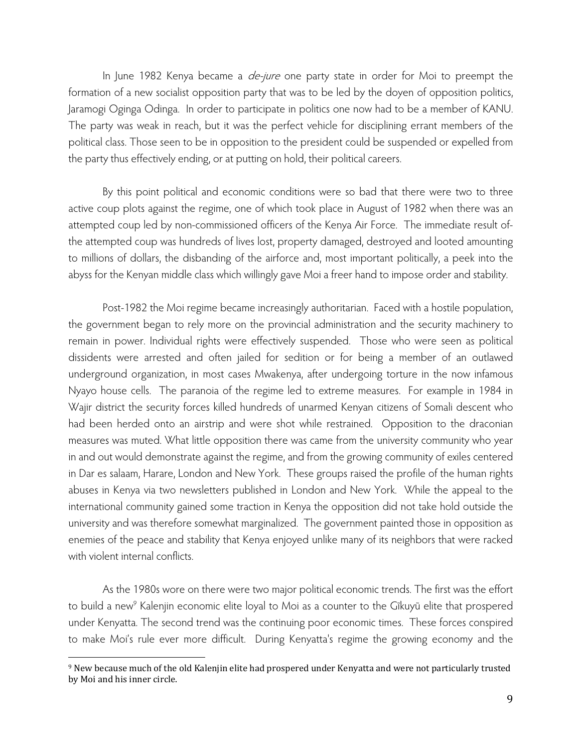In June 1982 Kenya became a *de-jure* one party state in order for Moi to preempt the formation of a new socialist opposition party that was to be led by the doyen of opposition politics, Jaramogi Oginga Odinga. In order to participate in politics one now had to be a member of KANU. The party was weak in reach, but it was the perfect vehicle for disciplining errant members of the political class. Those seen to be in opposition to the president could be suspended or expelled from the party thus effectively ending, or at putting on hold, their political careers.

By this point political and economic conditions were so bad that there were two to three active coup plots against the regime, one of which took place in August of 1982 when there was an attempted coup led by non-commissioned officers of the Kenya Air Force. The immediate result of-the attempted coup was hundreds of lives lost, property damaged, destroyed and looted amounting to millions of dollars, the disbanding of the airforce and, most important politically, a peek into the abyss for the Kenyan middle class which willingly gave Moi a freer hand to impose order and stability.

Post-1982 the Moi regime became increasingly authoritarian. Faced with a hostile population, the government began to rely more on the provincial administration and the security machinery to remain in power. Individual rights were effectively suspended. Those who were seen as political dissidents were arrested and often jailed for sedition or for being a member of an outlawed underground organization, in most cases Mwakenya, after undergoing torture in the now infamous Nyayo house cells. The paranoia of the regime led to extreme measures. For example in 1984 in Wajir district the security forces killed hundreds of unarmed Kenyan citizens of Somali descent who had been herded onto an airstrip and were shot while restrained. Opposition to the draconian measures was muted. What little opposition there was came from the university community who year in and out would demonstrate against the regime, and from the growing community of exiles centered in Dar es salaam, Harare, London and New York. These groups raised the profile of the human rights abuses in Kenya via two newsletters published in London and New York. While the appeal to the international community gained some traction in Kenya the opposition did not take hold outside the university and was therefore somewhat marginalized. The government painted those in opposition as enemies of the peace and stability that Kenya enjoyed unlike many of its neighbors that were racked with violent internal conflicts.

As the 1980s wore on there were two major political economic trends. The first was the effort to build a new[9] Kalenjin economic elite loyal to Moi as a counter to the Gĩkuyũ elite that prospered under Kenyatta. The second trend was the continuing poor economic times. These forces conspired to make Moi's rule ever more difficult. During Kenyatta's regime the growing economy and the

[9] New because much of the old Kalenjin elite had prospered under Kenyatta and were not particularly trusted by Moi and his inner circle.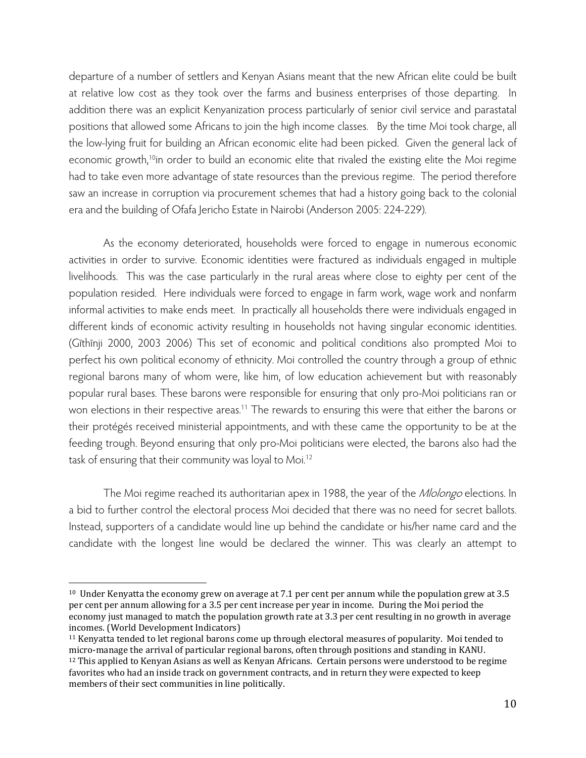departure of a number of settlers and Kenyan Asians meant that the new African elite could be built at relative low cost as they took over the farms and business enterprises of those departing. In addition there was an explicit Kenyanization process particularly of senior civil service and parastatal positions that allowed some Africans to join the high income classes. By the time Moi took charge, all the low-lying fruit for building an African economic elite had been picked. Given the general lack of economic growth,[10] in order to build an economic elite that rivaled the existing elite the Moi regime had to take even more advantage of state resources than the previous regime. The period therefore saw an increase in corruption via procurement schemes that had a history going back to the colonial era and the building of Ofafa Jericho Estate in Nairobi (Anderson 2005: 224-229).

As the economy deteriorated, households were forced to engage in numerous economic activities in order to survive. Economic identities were fractured as individuals engaged in multiple livelihoods. This was the case particularly in the rural areas where close to eighty per cent of the population resided. Here individuals were forced to engage in farm work, wage work and nonfarm informal activities to make ends meet. In practically all households there were individuals engaged in different kinds of economic activity resulting in households not having singular economic identities. (Gĩthĩnji 2000, 2003 2006) This set of economic and political conditions also prompted Moi to perfect his own political economy of ethnicity. Moi controlled the country through a group of ethnic regional barons many of whom were, like him, of low education achievement but with reasonably popular rural bases. These barons were responsible for ensuring that only pro-Moi politicians ran or won elections in their respective areas.[11] The rewards to ensuring this were that either the barons or their protégés received ministerial appointments, and with these came the opportunity to be at the feeding trough. Beyond ensuring that only pro-Moi politicians were elected, the barons also had the task of ensuring that their community was loyal to Moi.[12]

The Moi regime reached its authoritarian apex in 1988, the year of the *Mlolongo* elections. In a bid to further control the electoral process Moi decided that there was no need for secret ballots. Instead, supporters of a candidate would line up behind the candidate or his/her name card and the candidate with the longest line would be declared the winner. This was clearly an attempt to

---

[10] Under Kenyatta the economy grew on average at 7.1 per cent per annum while the population grew at 3.5 per cent per annum allowing for a 3.5 per cent increase per year in income. During the Moi period the economy just managed to match the population growth rate at 3.3 per cent resulting in no growth in average incomes. (World Development Indicators)

[11] Kenyatta tended to let regional barons come up through electoral measures of popularity. Moi tended to micro-manage the arrival of particular regional barons, often through positions and standing in KANU.

[12] This applied to Kenyan Asians as well as Kenyan Africans. Certain persons were understood to be regime favorites who had an inside track on government contracts, and in return they were expected to keep members of their sect communities in line politically.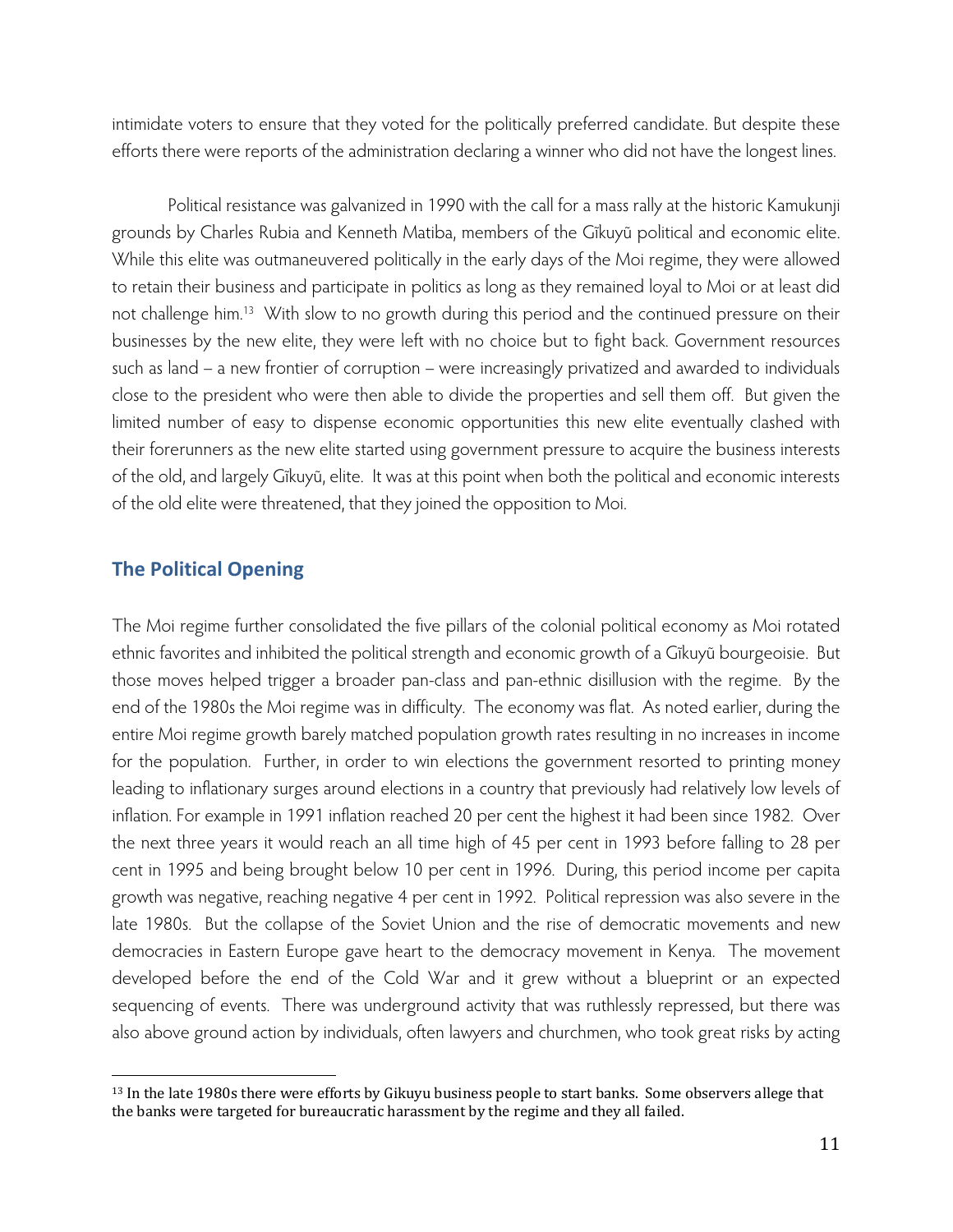intimidate voters to ensure that they voted for the politically preferred candidate. But despite these efforts there were reports of the administration declaring a winner who did not have the longest lines.

Political resistance was galvanized in 1990 with the call for a mass rally at the historic Kamukunji grounds by Charles Rubia and Kenneth Matiba, members of the Gĩkuyũ political and economic elite. While this elite was outmaneuvered politically in the early days of the Moi regime, they were allowed to retain their business and participate in politics as long as they remained loyal to Moi or at least did not challenge him.[13] With slow to no growth during this period and the continued pressure on their businesses by the new elite, they were left with no choice but to fight back. Government resources such as land – a new frontier of corruption – were increasingly privatized and awarded to individuals close to the president who were then able to divide the properties and sell them off. But given the limited number of easy to dispense economic opportunities this new elite eventually clashed with their forerunners as the new elite started using government pressure to acquire the business interests of the old, and largely Gĩkuyũ, elite. It was at this point when both the political and economic interests of the old elite were threatened, that they joined the opposition to Moi.

## The Political Opening

The Moi regime further consolidated the five pillars of the colonial political economy as Moi rotated ethnic favorites and inhibited the political strength and economic growth of a Gĩkuyũ bourgeoisie. But those moves helped trigger a broader pan-class and pan-ethnic disillusion with the regime. By the end of the 1980s the Moi regime was in difficulty. The economy was flat. As noted earlier, during the entire Moi regime growth barely matched population growth rates resulting in no increases in income for the population. Further, in order to win elections the government resorted to printing money leading to inflationary surges around elections in a country that previously had relatively low levels of inflation. For example in 1991 inflation reached 20 per cent the highest it had been since 1982. Over the next three years it would reach an all time high of 45 per cent in 1993 before falling to 28 per cent in 1995 and being brought below 10 per cent in 1996. During, this period income per capita growth was negative, reaching negative 4 per cent in 1992. Political repression was also severe in the late 1980s. But the collapse of the Soviet Union and the rise of democratic movements and new democracies in Eastern Europe gave heart to the democracy movement in Kenya. The movement developed before the end of the Cold War and it grew without a blueprint or an expected sequencing of events. There was underground activity that was ruthlessly repressed, but there was also above ground action by individuals, often lawyers and churchmen, who took great risks by acting

[13] In the late 1980s there were efforts by Gikuyu business people to start banks. Some observers allege that the banks were targeted for bureaucratic harassment by the regime and they all failed.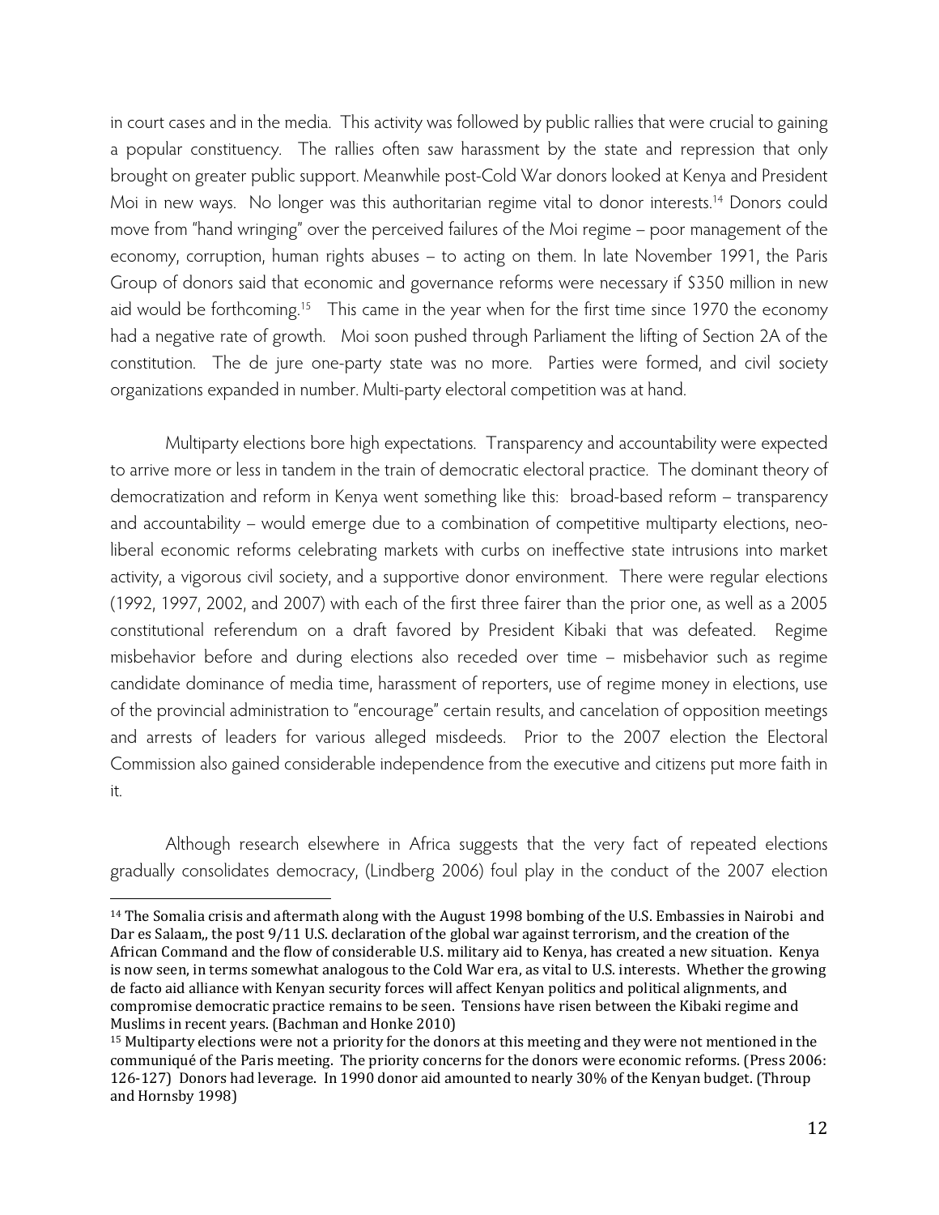in court cases and in the media. This activity was followed by public rallies that were crucial to gaining a popular constituency. The rallies often saw harassment by the state and repression that only brought on greater public support. Meanwhile post-Cold War donors looked at Kenya and President Moi in new ways. No longer was this authoritarian regime vital to donor interests.[14] Donors could move from "hand wringing" over the perceived failures of the Moi regime – poor management of the economy, corruption, human rights abuses – to acting on them. In late November 1991, the Paris Group of donors said that economic and governance reforms were necessary if $350 million in new aid would be forthcoming.[15] This came in the year when for the first time since 1970 the economy had a negative rate of growth. Moi soon pushed through Parliament the lifting of Section 2A of the constitution. The de jure one-party state was no more. Parties were formed, and civil society organizations expanded in number. Multi-party electoral competition was at hand.

Multiparty elections bore high expectations. Transparency and accountability were expected to arrive more or less in tandem in the train of democratic electoral practice. The dominant theory of democratization and reform in Kenya went something like this: broad-based reform – transparency and accountability – would emerge due to a combination of competitive multiparty elections, neo-liberal economic reforms celebrating markets with curbs on ineffective state intrusions into market activity, a vigorous civil society, and a supportive donor environment. There were regular elections (1992, 1997, 2002, and 2007) with each of the first three fairer than the prior one, as well as a 2005 constitutional referendum on a draft favored by President Kibaki that was defeated. Regime misbehavior before and during elections also receded over time – misbehavior such as regime candidate dominance of media time, harassment of reporters, use of regime money in elections, use of the provincial administration to "encourage" certain results, and cancelation of opposition meetings and arrests of leaders for various alleged misdeeds. Prior to the 2007 election the Electoral Commission also gained considerable independence from the executive and citizens put more faith in it.

Although research elsewhere in Africa suggests that the very fact of repeated elections gradually consolidates democracy, (Lindberg 2006) foul play in the conduct of the 2007 election

---

[14] The Somalia crisis and aftermath along with the August 1998 bombing of the U.S. Embassies in Nairobi and Dar es Salaam,, the post 9/11 U.S. declaration of the global war against terrorism, and the creation of the African Command and the flow of considerable U.S. military aid to Kenya, has created a new situation. Kenya is now seen, in terms somewhat analogous to the Cold War era, as vital to U.S. interests. Whether the growing de facto aid alliance with Kenyan security forces will affect Kenyan politics and political alignments, and compromise democratic practice remains to be seen. Tensions have risen between the Kibaki regime and Muslims in recent years. (Bachman and Honke 2010)

[15] Multiparty elections were not a priority for the donors at this meeting and they were not mentioned in the communiqué of the Paris meeting. The priority concerns for the donors were economic reforms. (Press 2006: 126-127) Donors had leverage. In 1990 donor aid amounted to nearly 30% of the Kenyan budget. (Throup and Hornsby 1998)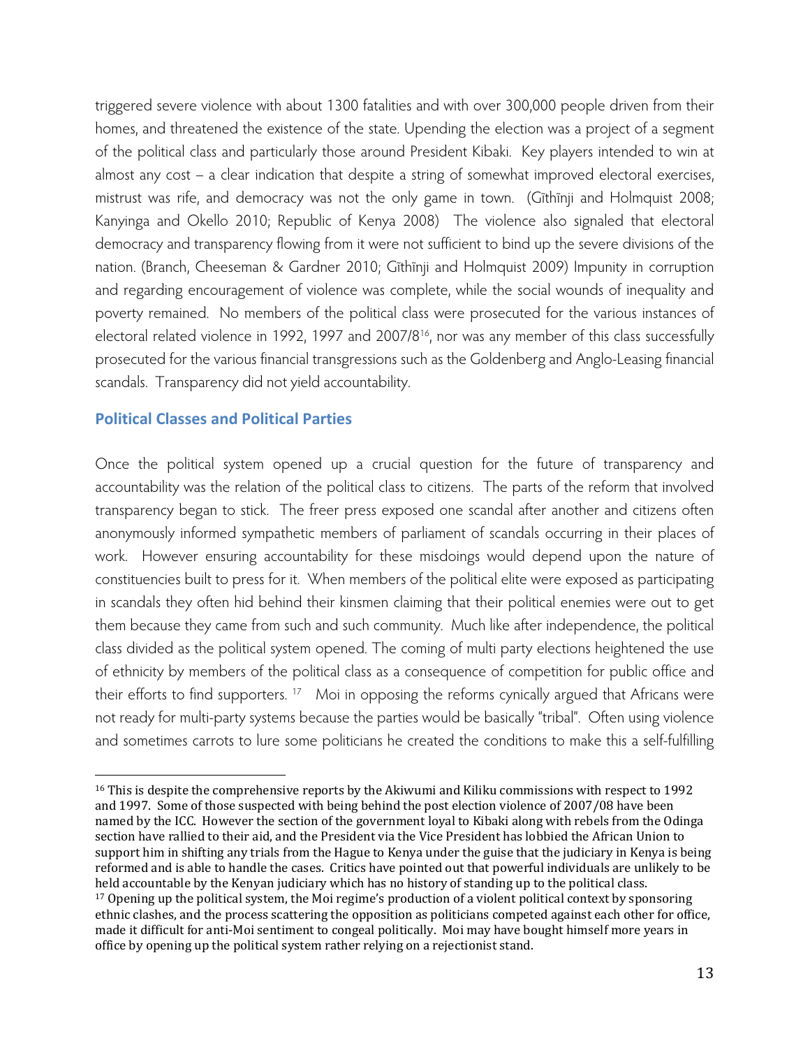triggered severe violence with about 1300 fatalities and with over 300,000 people driven from their homes, and threatened the existence of the state. Upending the election was a project of a segment of the political class and particularly those around President Kibaki. Key players intended to win at almost any cost – a clear indication that despite a string of somewhat improved electoral exercises, mistrust was rife, and democracy was not the only game in town. (Gĩthĩnji and Holmquist 2008; Kanyinga and Okello 2010; Republic of Kenya 2008) The violence also signaled that electoral democracy and transparency flowing from it were not sufficient to bind up the severe divisions of the nation. (Branch, Cheeseman & Gardner 2010; Gĩthĩnji and Holmquist 2009) Impunity in corruption and regarding encouragement of violence was complete, while the social wounds of inequality and poverty remained. No members of the political class were prosecuted for the various instances of electoral related violence in 1992, 1997 and 2007/8[16], nor was any member of this class successfully prosecuted for the various financial transgressions such as the Goldenberg and Anglo-Leasing financial scandals. Transparency did not yield accountability.

## Political Classes and Political Parties

Once the political system opened up a crucial question for the future of transparency and accountability was the relation of the political class to citizens. The parts of the reform that involved transparency began to stick. The freer press exposed one scandal after another and citizens often anonymously informed sympathetic members of parliament of scandals occurring in their places of work. However ensuring accountability for these misdoings would depend upon the nature of constituencies built to press for it. When members of the political elite were exposed as participating in scandals they often hid behind their kinsmen claiming that their political enemies were out to get them because they came from such and such community. Much like after independence, the political class divided as the political system opened. The coming of multi party elections heightened the use of ethnicity by members of the political class as a consequence of competition for public office and their efforts to find supporters.[17] Moi in opposing the reforms cynically argued that Africans were not ready for multi-party systems because the parties would be basically "tribal". Often using violence and sometimes carrots to lure some politicians he created the conditions to make this a self-fulfilling

---

[16] This is despite the comprehensive reports by the Akiwumi and Kiliku commissions with respect to 1992 and 1997. Some of those suspected with being behind the post election violence of 2007/08 have been named by the ICC. However the section of the government loyal to Kibaki along with rebels from the Odinga section have rallied to their aid, and the President via the Vice President has lobbied the African Union to support him in shifting any trials from the Hague to Kenya under the guise that the judiciary in Kenya is being reformed and is able to handle the cases. Critics have pointed out that powerful individuals are unlikely to be held accountable by the Kenyan judiciary which has no history of standing up to the political class.

[17] Opening up the political system, the Moi regime's production of a violent political context by sponsoring ethnic clashes, and the process scattering the opposition as politicians competed against each other for office, made it difficult for anti-Moi sentiment to congeal politically. Moi may have bought himself more years in office by opening up the political system rather relying on a rejectionist stand.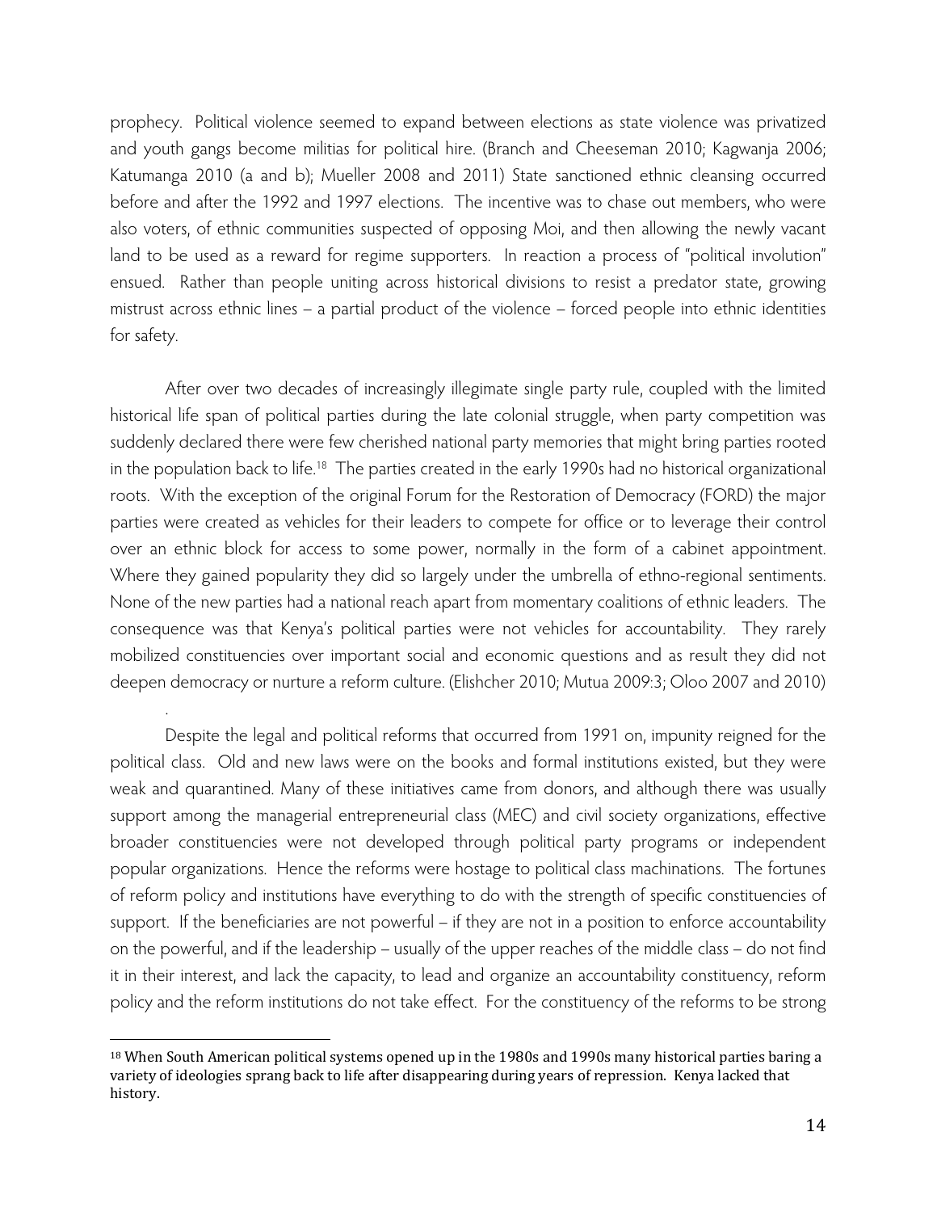prophecy. Political violence seemed to expand between elections as state violence was privatized and youth gangs become militias for political hire. (Branch and Cheeseman 2010; Kagwanja 2006; Katumanga 2010 (a and b); Mueller 2008 and 2011) State sanctioned ethnic cleansing occurred before and after the 1992 and 1997 elections. The incentive was to chase out members, who were also voters, of ethnic communities suspected of opposing Moi, and then allowing the newly vacant land to be used as a reward for regime supporters. In reaction a process of "political involution" ensued. Rather than people uniting across historical divisions to resist a predator state, growing mistrust across ethnic lines – a partial product of the violence – forced people into ethnic identities for safety.

After over two decades of increasingly illegimate single party rule, coupled with the limited historical life span of political parties during the late colonial struggle, when party competition was suddenly declared there were few cherished national party memories that might bring parties rooted in the population back to life.[18] The parties created in the early 1990s had no historical organizational roots. With the exception of the original Forum for the Restoration of Democracy (FORD) the major parties were created as vehicles for their leaders to compete for office or to leverage their control over an ethnic block for access to some power, normally in the form of a cabinet appointment. Where they gained popularity they did so largely under the umbrella of ethno-regional sentiments. None of the new parties had a national reach apart from momentary coalitions of ethnic leaders. The consequence was that Kenya's political parties were not vehicles for accountability. They rarely mobilized constituencies over important social and economic questions and as result they did not deepen democracy or nurture a reform culture. (Elishcher 2010; Mutua 2009:3; Oloo 2007 and 2010)

Despite the legal and political reforms that occurred from 1991 on, impunity reigned for the political class. Old and new laws were on the books and formal institutions existed, but they were weak and quarantined. Many of these initiatives came from donors, and although there was usually support among the managerial entrepreneurial class (MEC) and civil society organizations, effective broader constituencies were not developed through political party programs or independent popular organizations. Hence the reforms were hostage to political class machinations. The fortunes of reform policy and institutions have everything to do with the strength of specific constituencies of support. If the beneficiaries are not powerful – if they are not in a position to enforce accountability on the powerful, and if the leadership – usually of the upper reaches of the middle class – do not find it in their interest, and lack the capacity, to lead and organize an accountability constituency, reform policy and the reform institutions do not take effect. For the constituency of the reforms to be strong

[18] When South American political systems opened up in the 1980s and 1990s many historical parties baring a variety of ideologies sprang back to life after disappearing during years of repression. Kenya lacked that history.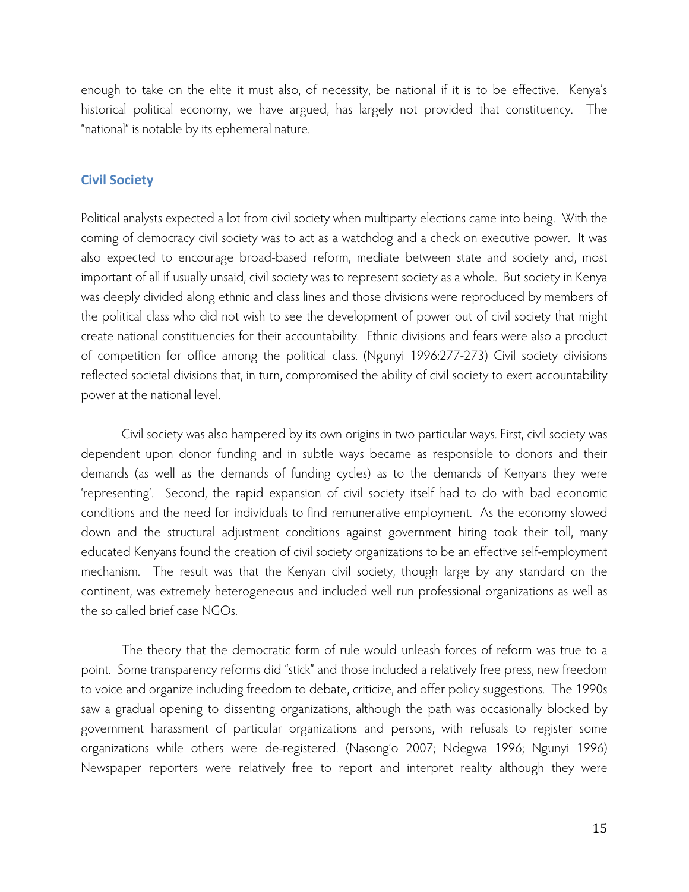enough to take on the elite it must also, of necessity, be national if it is to be effective. Kenya's historical political economy, we have argued, has largely not provided that constituency. The "national" is notable by its ephemeral nature.

## Civil Society

Political analysts expected a lot from civil society when multiparty elections came into being. With the coming of democracy civil society was to act as a watchdog and a check on executive power. It was also expected to encourage broad-based reform, mediate between state and society and, most important of all if usually unsaid, civil society was to represent society as a whole. But society in Kenya was deeply divided along ethnic and class lines and those divisions were reproduced by members of the political class who did not wish to see the development of power out of civil society that might create national constituencies for their accountability. Ethnic divisions and fears were also a product of competition for office among the political class. (Ngunyi 1996:277-273) Civil society divisions reflected societal divisions that, in turn, compromised the ability of civil society to exert accountability power at the national level.

Civil society was also hampered by its own origins in two particular ways. First, civil society was dependent upon donor funding and in subtle ways became as responsible to donors and their demands (as well as the demands of funding cycles) as to the demands of Kenyans they were 'representing'. Second, the rapid expansion of civil society itself had to do with bad economic conditions and the need for individuals to find remunerative employment. As the economy slowed down and the structural adjustment conditions against government hiring took their toll, many educated Kenyans found the creation of civil society organizations to be an effective self-employment mechanism. The result was that the Kenyan civil society, though large by any standard on the continent, was extremely heterogeneous and included well run professional organizations as well as the so called brief case NGOs.

The theory that the democratic form of rule would unleash forces of reform was true to a point. Some transparency reforms did "stick" and those included a relatively free press, new freedom to voice and organize including freedom to debate, criticize, and offer policy suggestions. The 1990s saw a gradual opening to dissenting organizations, although the path was occasionally blocked by government harassment of particular organizations and persons, with refusals to register some organizations while others were de-registered. (Nasong'o 2007; Ndegwa 1996; Ngunyi 1996) Newspaper reporters were relatively free to report and interpret reality although they were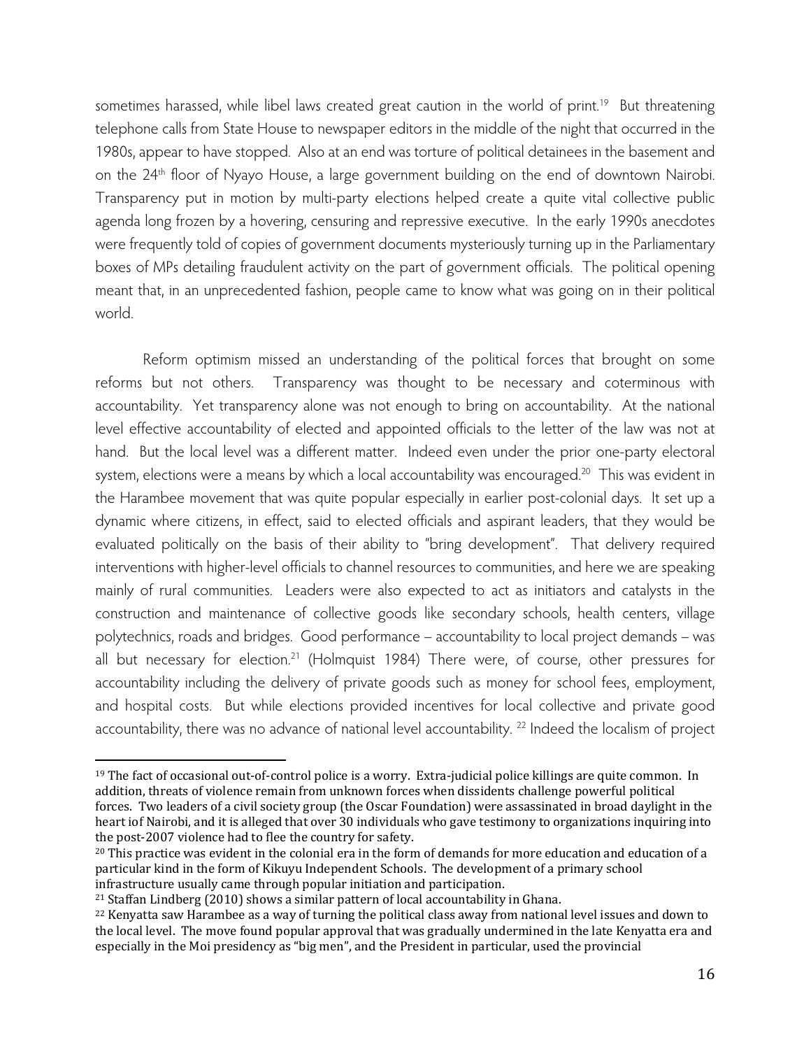sometimes harassed, while libel laws created great caution in the world of print.[19] But threatening telephone calls from State House to newspaper editors in the middle of the night that occurred in the 1980s, appear to have stopped. Also at an end was torture of political detainees in the basement and on the 24th floor of Nyayo House, a large government building on the end of downtown Nairobi. Transparency put in motion by multi-party elections helped create a quite vital collective public agenda long frozen by a hovering, censuring and repressive executive. In the early 1990s anecdotes were frequently told of copies of government documents mysteriously turning up in the Parliamentary boxes of MPs detailing fraudulent activity on the part of government officials. The political opening meant that, in an unprecedented fashion, people came to know what was going on in their political world.

Reform optimism missed an understanding of the political forces that brought on some reforms but not others. Transparency was thought to be necessary and coterminous with accountability. Yet transparency alone was not enough to bring on accountability. At the national level effective accountability of elected and appointed officials to the letter of the law was not at hand. But the local level was a different matter. Indeed even under the prior one-party electoral system, elections were a means by which a local accountability was encouraged.[20] This was evident in the Harambee movement that was quite popular especially in earlier post-colonial days. It set up a dynamic where citizens, in effect, said to elected officials and aspirant leaders, that they would be evaluated politically on the basis of their ability to "bring development". That delivery required interventions with higher-level officials to channel resources to communities, and here we are speaking mainly of rural communities. Leaders were also expected to act as initiators and catalysts in the construction and maintenance of collective goods like secondary schools, health centers, village polytechnics, roads and bridges. Good performance – accountability to local project demands – was all but necessary for election.[21] (Holmquist 1984) There were, of course, other pressures for accountability including the delivery of private goods such as money for school fees, employment, and hospital costs. But while elections provided incentives for local collective and private good accountability, there was no advance of national level accountability. [22] Indeed the localism of project

---

[19] The fact of occasional out-of-control police is a worry. Extra-judicial police killings are quite common. In addition, threats of violence remain from unknown forces when dissidents challenge powerful political forces. Two leaders of a civil society group (the Oscar Foundation) were assassinated in broad daylight in the heart iof Nairobi, and it is alleged that over 30 individuals who gave testimony to organizations inquiring into the post-2007 violence had to flee the country for safety.

[20] This practice was evident in the colonial era in the form of demands for more education and education of a particular kind in the form of Kikuyu Independent Schools. The development of a primary school infrastructure usually came through popular initiation and participation.

[21] Staffan Lindberg (2010) shows a similar pattern of local accountability in Ghana.

[22] Kenyatta saw Harambee as a way of turning the political class away from national level issues and down to the local level. The move found popular approval that was gradually undermined in the late Kenyatta era and especially in the Moi presidency as "big men", and the President in particular, used the provincial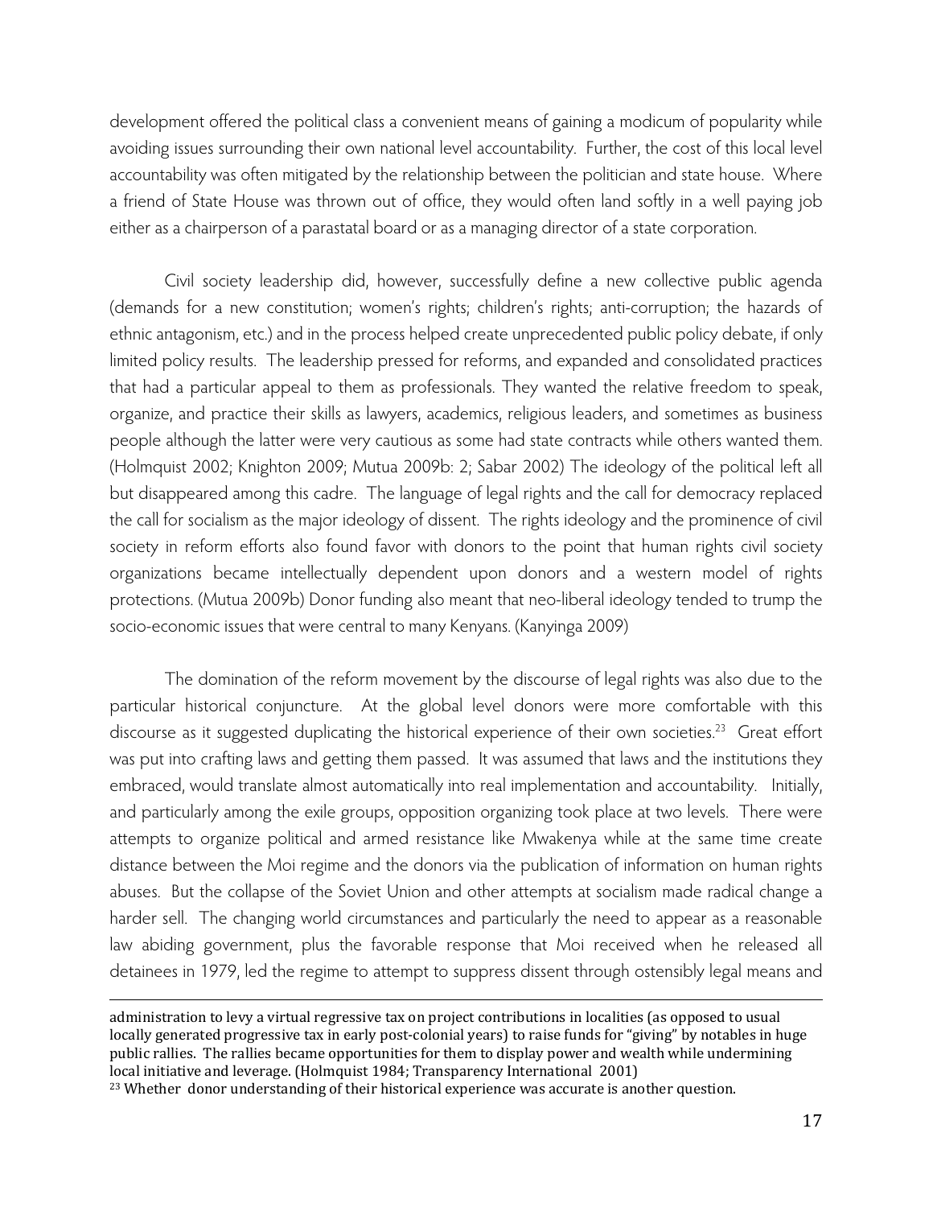development offered the political class a convenient means of gaining a modicum of popularity while avoiding issues surrounding their own national level accountability. Further, the cost of this local level accountability was often mitigated by the relationship between the politician and state house. Where a friend of State House was thrown out of office, they would often land softly in a well paying job either as a chairperson of a parastatal board or as a managing director of a state corporation.

Civil society leadership did, however, successfully define a new collective public agenda (demands for a new constitution; women's rights; children's rights; anti-corruption; the hazards of ethnic antagonism, etc.) and in the process helped create unprecedented public policy debate, if only limited policy results. The leadership pressed for reforms, and expanded and consolidated practices that had a particular appeal to them as professionals. They wanted the relative freedom to speak, organize, and practice their skills as lawyers, academics, religious leaders, and sometimes as business people although the latter were very cautious as some had state contracts while others wanted them. (Holmquist 2002; Knighton 2009; Mutua 2009b: 2; Sabar 2002) The ideology of the political left all but disappeared among this cadre. The language of legal rights and the call for democracy replaced the call for socialism as the major ideology of dissent. The rights ideology and the prominence of civil society in reform efforts also found favor with donors to the point that human rights civil society organizations became intellectually dependent upon donors and a western model of rights protections. (Mutua 2009b) Donor funding also meant that neo-liberal ideology tended to trump the socio-economic issues that were central to many Kenyans. (Kanyinga 2009)

The domination of the reform movement by the discourse of legal rights was also due to the particular historical conjuncture. At the global level donors were more comfortable with this discourse as it suggested duplicating the historical experience of their own societies.[23] Great effort was put into crafting laws and getting them passed. It was assumed that laws and the institutions they embraced, would translate almost automatically into real implementation and accountability. Initially, and particularly among the exile groups, opposition organizing took place at two levels. There were attempts to organize political and armed resistance like Mwakenya while at the same time create distance between the Moi regime and the donors via the publication of information on human rights abuses. But the collapse of the Soviet Union and other attempts at socialism made radical change a harder sell. The changing world circumstances and particularly the need to appear as a reasonable law abiding government, plus the favorable response that Moi received when he released all detainees in 1979, led the regime to attempt to suppress dissent through ostensibly legal means and

---

administration to levy a virtual regressive tax on project contributions in localities (as opposed to usual locally generated progressive tax in early post-colonial years) to raise funds for "giving" by notables in huge public rallies. The rallies became opportunities for them to display power and wealth while undermining local initiative and leverage. (Holmquist 1984; Transparency International 2001)

[23] Whether donor understanding of their historical experience was accurate is another question.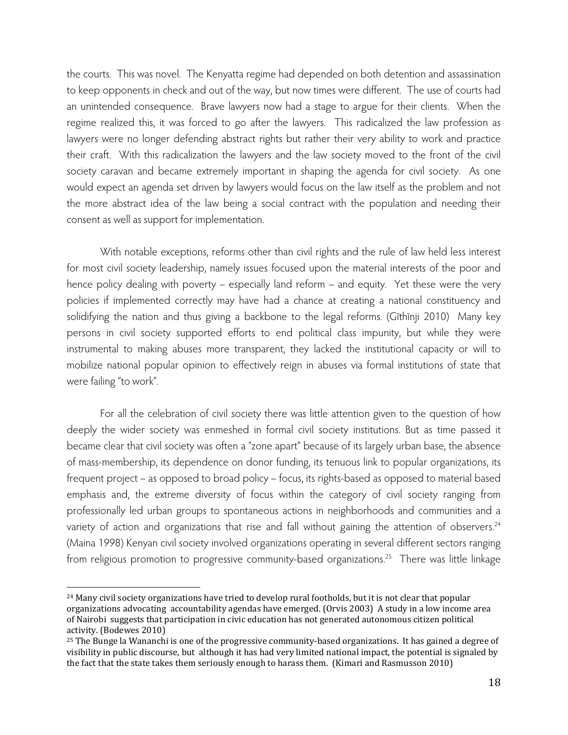the courts. This was novel. The Kenyatta regime had depended on both detention and assassination to keep opponents in check and out of the way, but now times were different. The use of courts had an unintended consequence. Brave lawyers now had a stage to argue for their clients. When the regime realized this, it was forced to go after the lawyers. This radicalized the law profession as lawyers were no longer defending abstract rights but rather their very ability to work and practice their craft. With this radicalization the lawyers and the law society moved to the front of the civil society caravan and became extremely important in shaping the agenda for civil society. As one would expect an agenda set driven by lawyers would focus on the law itself as the problem and not the more abstract idea of the law being a social contract with the population and needing their consent as well as support for implementation.

With notable exceptions, reforms other than civil rights and the rule of law held less interest for most civil society leadership, namely issues focused upon the material interests of the poor and hence policy dealing with poverty – especially land reform – and equity. Yet these were the very policies if implemented correctly may have had a chance at creating a national constituency and solidifying the nation and thus giving a backbone to the legal reforms. (Gĩthĩnji 2010) Many key persons in civil society supported efforts to end political class impunity, but while they were instrumental to making abuses more transparent, they lacked the institutional capacity or will to mobilize national popular opinion to effectively reign in abuses via formal institutions of state that were failing "to work".

For all the celebration of civil society there was little attention given to the question of how deeply the wider society was enmeshed in formal civil society institutions. But as time passed it became clear that civil society was often a "zone apart" because of its largely urban base, the absence of mass-membership, its dependence on donor funding, its tenuous link to popular organizations, its frequent project – as opposed to broad policy – focus, its rights-based as opposed to material based emphasis and, the extreme diversity of focus within the category of civil society ranging from professionally led urban groups to spontaneous actions in neighborhoods and communities and a variety of action and organizations that rise and fall without gaining the attention of observers.[24] (Maina 1998) Kenyan civil society involved organizations operating in several different sectors ranging from religious promotion to progressive community-based organizations.[25] There was little linkage

---

[24] Many civil society organizations have tried to develop rural footholds, but it is not clear that popular organizations advocating accountability agendas have emerged. (Orvis 2003) A study in a low income area of Nairobi suggests that participation in civic education has not generated autonomous citizen political activity. (Bodewes 2010)

[25] The Bunge la Wananchi is one of the progressive community-based organizations. It has gained a degree of visibility in public discourse, but although it has had very limited national impact, the potential is signaled by the fact that the state takes them seriously enough to harass them. (Kimari and Rasmusson 2010)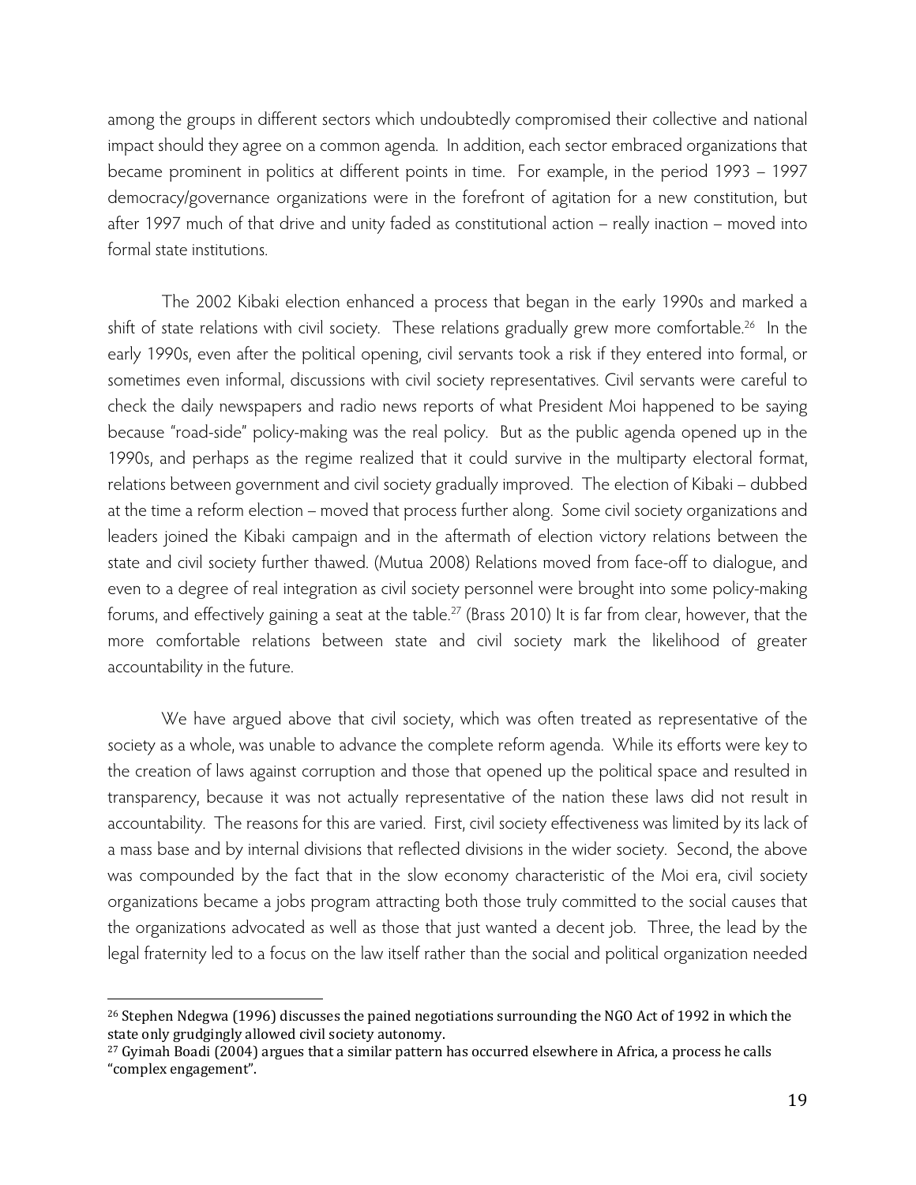among the groups in different sectors which undoubtedly compromised their collective and national impact should they agree on a common agenda. In addition, each sector embraced organizations that became prominent in politics at different points in time. For example, in the period 1993 – 1997 democracy/governance organizations were in the forefront of agitation for a new constitution, but after 1997 much of that drive and unity faded as constitutional action – really inaction – moved into formal state institutions.

The 2002 Kibaki election enhanced a process that began in the early 1990s and marked a shift of state relations with civil society. These relations gradually grew more comfortable.[26] In the early 1990s, even after the political opening, civil servants took a risk if they entered into formal, or sometimes even informal, discussions with civil society representatives. Civil servants were careful to check the daily newspapers and radio news reports of what President Moi happened to be saying because "road-side" policy-making was the real policy. But as the public agenda opened up in the 1990s, and perhaps as the regime realized that it could survive in the multiparty electoral format, relations between government and civil society gradually improved. The election of Kibaki – dubbed at the time a reform election – moved that process further along. Some civil society organizations and leaders joined the Kibaki campaign and in the aftermath of election victory relations between the state and civil society further thawed. (Mutua 2008) Relations moved from face-off to dialogue, and even to a degree of real integration as civil society personnel were brought into some policy-making forums, and effectively gaining a seat at the table.[27] (Brass 2010) It is far from clear, however, that the more comfortable relations between state and civil society mark the likelihood of greater accountability in the future.

We have argued above that civil society, which was often treated as representative of the society as a whole, was unable to advance the complete reform agenda. While its efforts were key to the creation of laws against corruption and those that opened up the political space and resulted in transparency, because it was not actually representative of the nation these laws did not result in accountability. The reasons for this are varied. First, civil society effectiveness was limited by its lack of a mass base and by internal divisions that reflected divisions in the wider society. Second, the above was compounded by the fact that in the slow economy characteristic of the Moi era, civil society organizations became a jobs program attracting both those truly committed to the social causes that the organizations advocated as well as those that just wanted a decent job. Three, the lead by the legal fraternity led to a focus on the law itself rather than the social and political organization needed

---

[26] Stephen Ndegwa (1996) discusses the pained negotiations surrounding the NGO Act of 1992 in which the state only grudgingly allowed civil society autonomy.

[27] Gyimah Boadi (2004) argues that a similar pattern has occurred elsewhere in Africa, a process he calls "complex engagement".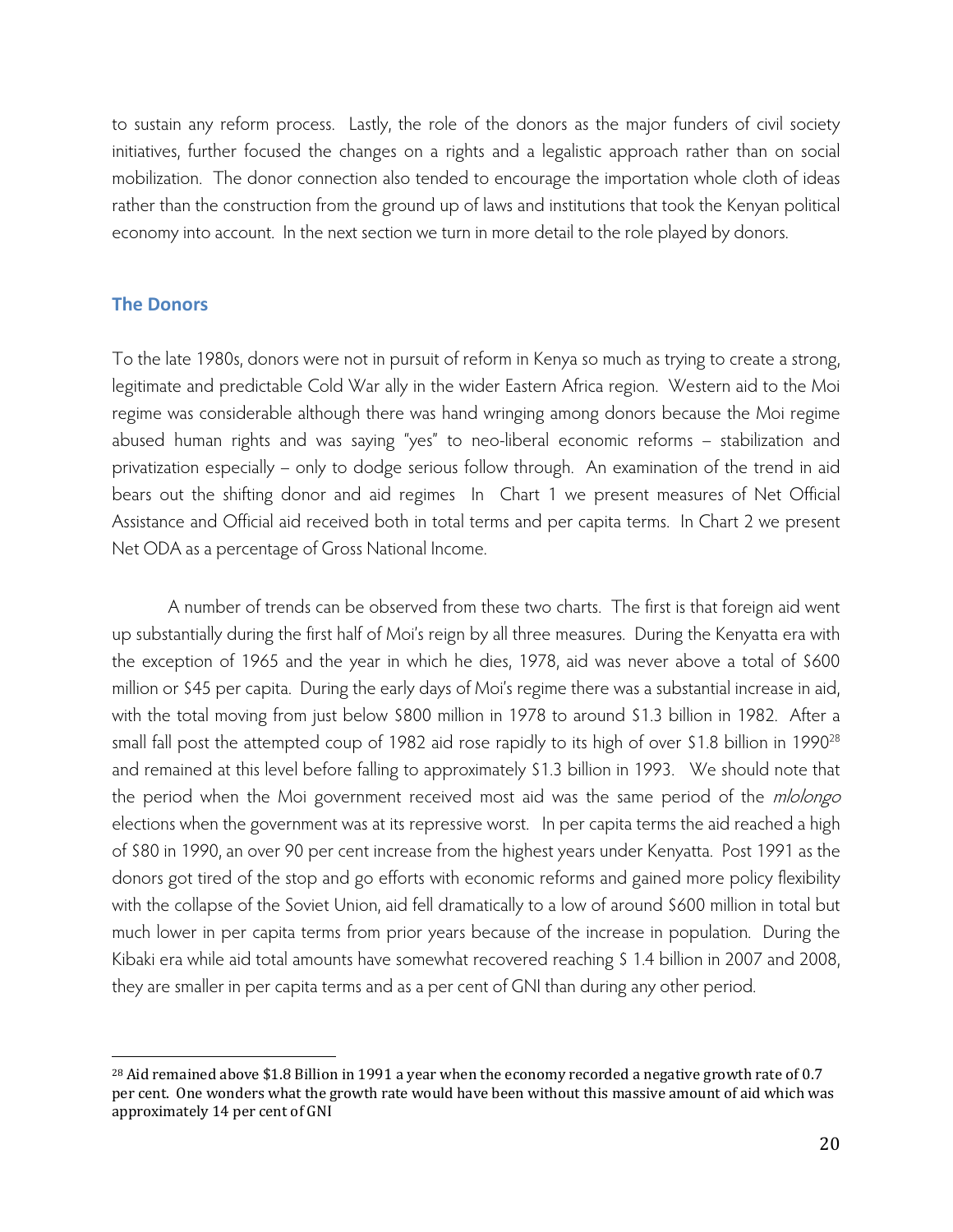to sustain any reform process. Lastly, the role of the donors as the major funders of civil society initiatives, further focused the changes on a rights and a legalistic approach rather than on social mobilization. The donor connection also tended to encourage the importation whole cloth of ideas rather than the construction from the ground up of laws and institutions that took the Kenyan political economy into account. In the next section we turn in more detail to the role played by donors.

## The Donors

To the late 1980s, donors were not in pursuit of reform in Kenya so much as trying to create a strong, legitimate and predictable Cold War ally in the wider Eastern Africa region. Western aid to the Moi regime was considerable although there was hand wringing among donors because the Moi regime abused human rights and was saying "yes" to neo-liberal economic reforms – stabilization and privatization especially – only to dodge serious follow through. An examination of the trend in aid bears out the shifting donor and aid regimes In Chart 1 we present measures of Net Official Assistance and Official aid received both in total terms and per capita terms. In Chart 2 we present Net ODA as a percentage of Gross National Income.

A number of trends can be observed from these two charts. The first is that foreign aid went up substantially during the first half of Moi's reign by all three measures. During the Kenyatta era with the exception of 1965 and the year in which he dies, 1978, aid was never above a total of $600 million or $45 per capita. During the early days of Moi's regime there was a substantial increase in aid, with the total moving from just below $800 million in 1978 to around $1.3 billion in 1982. After a small fall post the attempted coup of 1982 aid rose rapidly to its high of over $1.8 billion in 1990[28] and remained at this level before falling to approximately $1.3 billion in 1993. We should note that the period when the Moi government received most aid was the same period of the *mlolongo* elections when the government was at its repressive worst. In per capita terms the aid reached a high of $80 in 1990, an over 90 per cent increase from the highest years under Kenyatta. Post 1991 as the donors got tired of the stop and go efforts with economic reforms and gained more policy flexibility with the collapse of the Soviet Union, aid fell dramatically to a low of around $600 million in total but much lower in per capita terms from prior years because of the increase in population. During the Kibaki era while aid total amounts have somewhat recovered reaching $ 1.4 billion in 2007 and 2008, they are smaller in per capita terms and as a per cent of GNI than during any other period.

[28] Aid remained above $1.8 Billion in 1991 a year when the economy recorded a negative growth rate of 0.7 per cent. One wonders what the growth rate would have been without this massive amount of aid which was approximately 14 per cent of GNI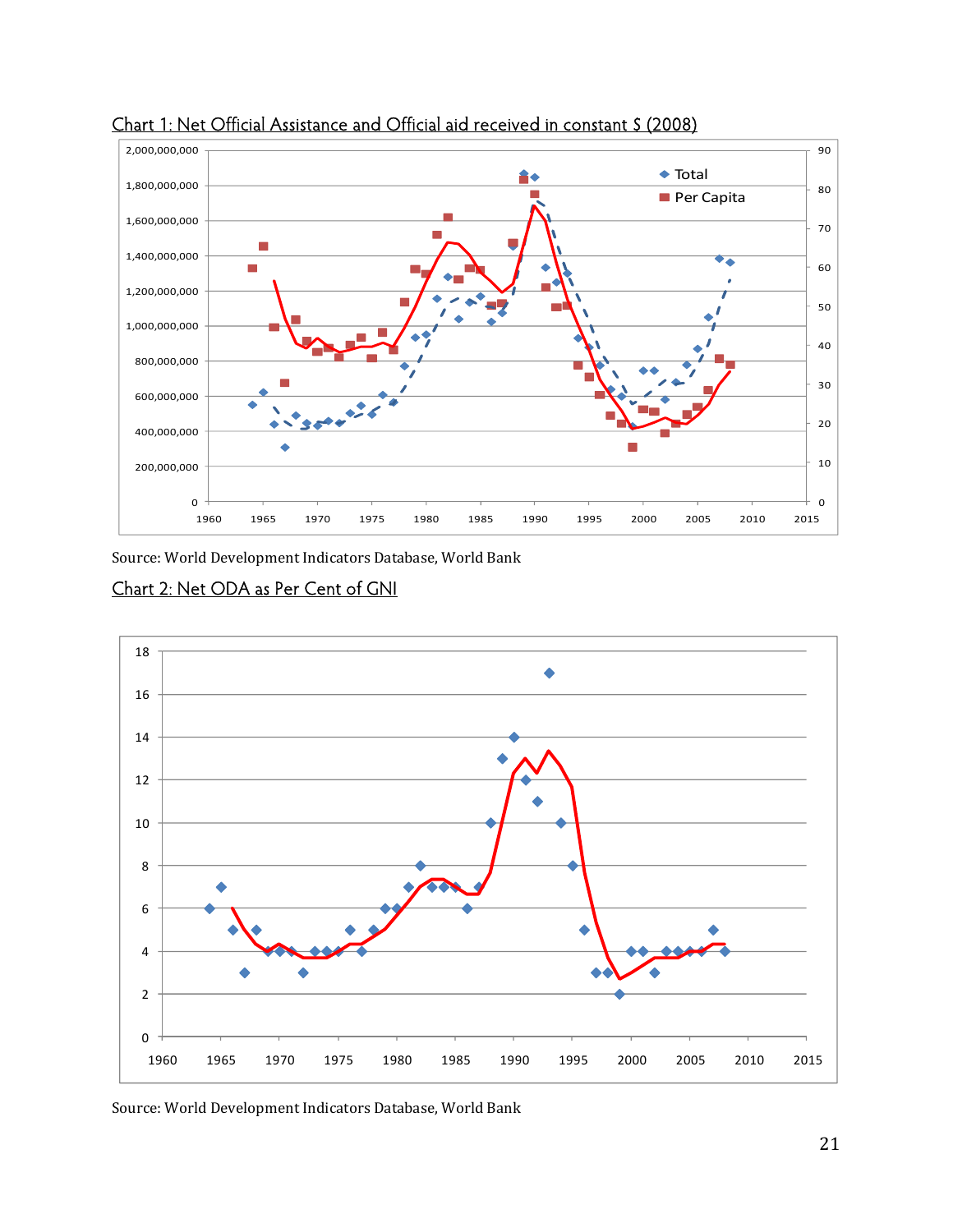Chart 1: Net Official Assistance and Official aid received in constant $ (2008)

Source: World Development Indicators Database, World Bank

Chart 2: Net ODA as Per Cent of GNI

Source: World Development Indicators Database, World Bank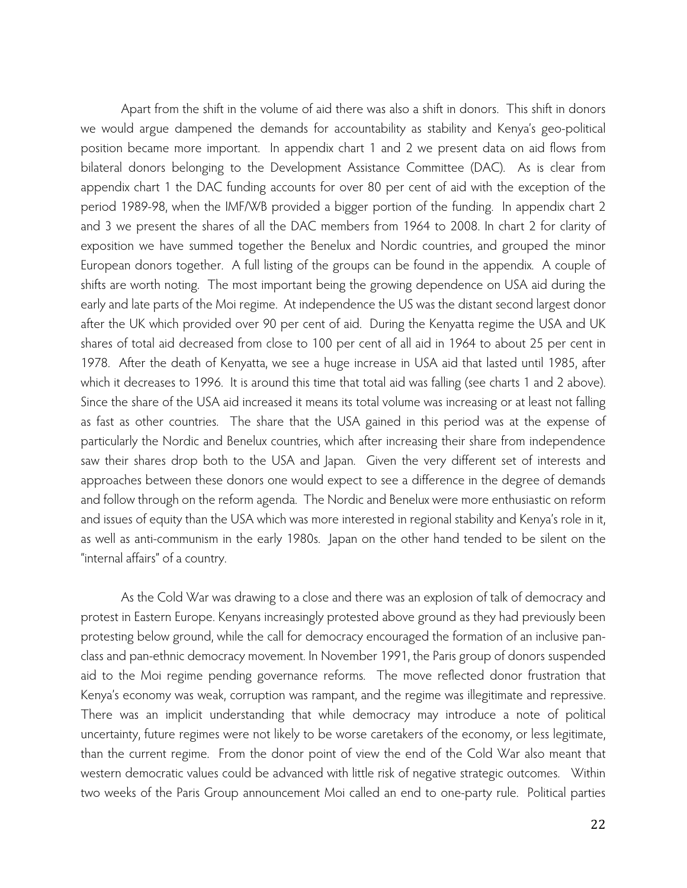Apart from the shift in the volume of aid there was also a shift in donors. This shift in donors we would argue dampened the demands for accountability as stability and Kenya's geo-political position became more important. In appendix chart 1 and 2 we present data on aid flows from bilateral donors belonging to the Development Assistance Committee (DAC). As is clear from appendix chart 1 the DAC funding accounts for over 80 per cent of aid with the exception of the period 1989-98, when the IMF/WB provided a bigger portion of the funding. In appendix chart 2 and 3 we present the shares of all the DAC members from 1964 to 2008. In chart 2 for clarity of exposition we have summed together the Benelux and Nordic countries, and grouped the minor European donors together. A full listing of the groups can be found in the appendix. A couple of shifts are worth noting. The most important being the growing dependence on USA aid during the early and late parts of the Moi regime. At independence the US was the distant second largest donor after the UK which provided over 90 per cent of aid. During the Kenyatta regime the USA and UK shares of total aid decreased from close to 100 per cent of all aid in 1964 to about 25 per cent in 1978. After the death of Kenyatta, we see a huge increase in USA aid that lasted until 1985, after which it decreases to 1996. It is around this time that total aid was falling (see charts 1 and 2 above). Since the share of the USA aid increased it means its total volume was increasing or at least not falling as fast as other countries. The share that the USA gained in this period was at the expense of particularly the Nordic and Benelux countries, which after increasing their share from independence saw their shares drop both to the USA and Japan. Given the very different set of interests and approaches between these donors one would expect to see a difference in the degree of demands and follow through on the reform agenda. The Nordic and Benelux were more enthusiastic on reform and issues of equity than the USA which was more interested in regional stability and Kenya's role in it, as well as anti-communism in the early 1980s. Japan on the other hand tended to be silent on the "internal affairs" of a country.

As the Cold War was drawing to a close and there was an explosion of talk of democracy and protest in Eastern Europe. Kenyans increasingly protested above ground as they had previously been protesting below ground, while the call for democracy encouraged the formation of an inclusive pan-class and pan-ethnic democracy movement. In November 1991, the Paris group of donors suspended aid to the Moi regime pending governance reforms. The move reflected donor frustration that Kenya's economy was weak, corruption was rampant, and the regime was illegitimate and repressive. There was an implicit understanding that while democracy may introduce a note of political uncertainty, future regimes were not likely to be worse caretakers of the economy, or less legitimate, than the current regime. From the donor point of view the end of the Cold War also meant that western democratic values could be advanced with little risk of negative strategic outcomes. Within two weeks of the Paris Group announcement Moi called an end to one-party rule. Political parties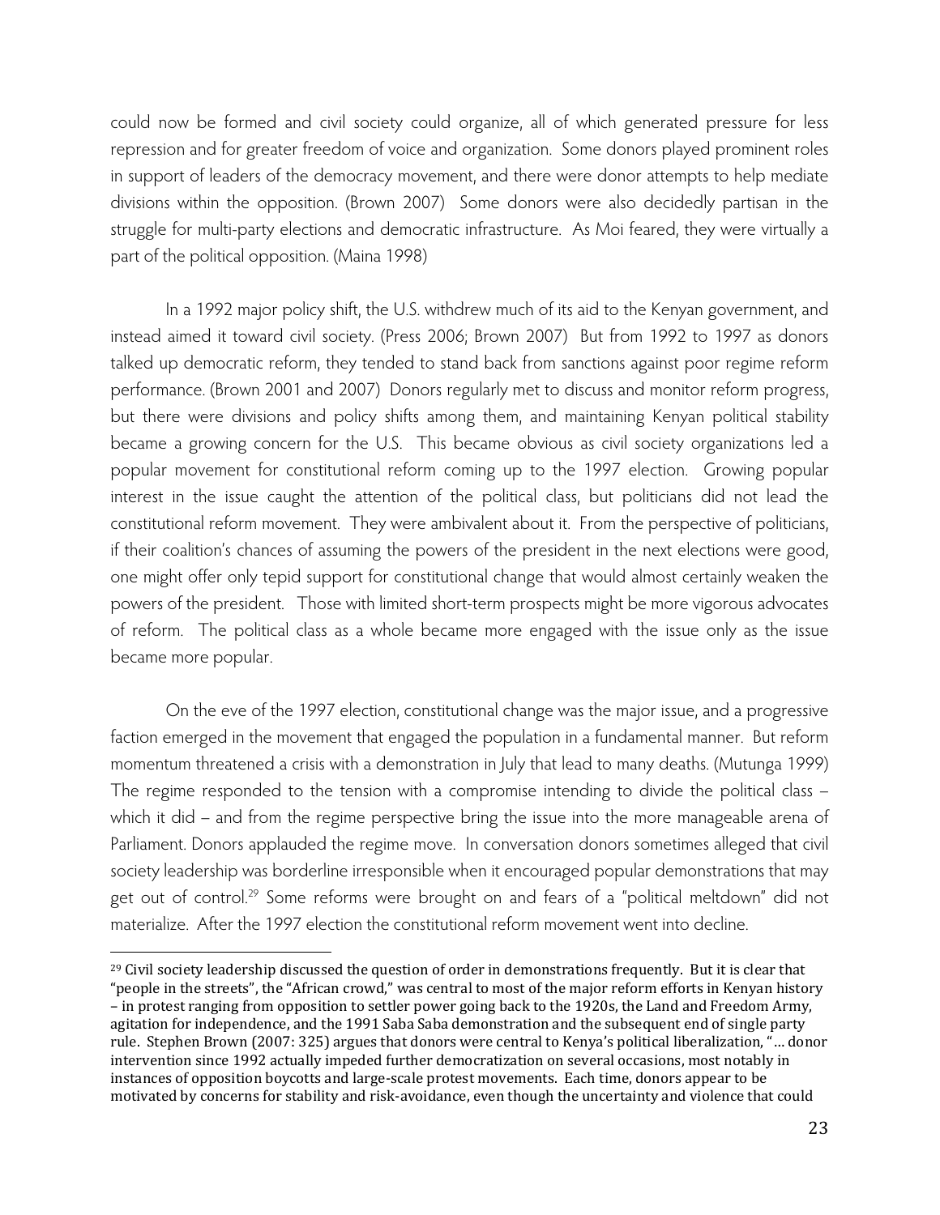could now be formed and civil society could organize, all of which generated pressure for less repression and for greater freedom of voice and organization. Some donors played prominent roles in support of leaders of the democracy movement, and there were donor attempts to help mediate divisions within the opposition. (Brown 2007) Some donors were also decidedly partisan in the struggle for multi-party elections and democratic infrastructure. As Moi feared, they were virtually a part of the political opposition. (Maina 1998)

In a 1992 major policy shift, the U.S. withdrew much of its aid to the Kenyan government, and instead aimed it toward civil society. (Press 2006; Brown 2007) But from 1992 to 1997 as donors talked up democratic reform, they tended to stand back from sanctions against poor regime reform performance. (Brown 2001 and 2007) Donors regularly met to discuss and monitor reform progress, but there were divisions and policy shifts among them, and maintaining Kenyan political stability became a growing concern for the U.S. This became obvious as civil society organizations led a popular movement for constitutional reform coming up to the 1997 election. Growing popular interest in the issue caught the attention of the political class, but politicians did not lead the constitutional reform movement. They were ambivalent about it. From the perspective of politicians, if their coalition's chances of assuming the powers of the president in the next elections were good, one might offer only tepid support for constitutional change that would almost certainly weaken the powers of the president. Those with limited short-term prospects might be more vigorous advocates of reform. The political class as a whole became more engaged with the issue only as the issue became more popular.

On the eve of the 1997 election, constitutional change was the major issue, and a progressive faction emerged in the movement that engaged the population in a fundamental manner. But reform momentum threatened a crisis with a demonstration in July that lead to many deaths. (Mutunga 1999) The regime responded to the tension with a compromise intending to divide the political class – which it did – and from the regime perspective bring the issue into the more manageable arena of Parliament. Donors applauded the regime move. In conversation donors sometimes alleged that civil society leadership was borderline irresponsible when it encouraged popular demonstrations that may get out of control.[29] Some reforms were brought on and fears of a "political meltdown" did not materialize. After the 1997 election the constitutional reform movement went into decline.

---

[29] Civil society leadership discussed the question of order in demonstrations frequently. But it is clear that "people in the streets", the "African crowd," was central to most of the major reform efforts in Kenyan history – in protest ranging from opposition to settler power going back to the 1920s, the Land and Freedom Army, agitation for independence, and the 1991 Saba Saba demonstration and the subsequent end of single party rule. Stephen Brown (2007: 325) argues that donors were central to Kenya's political liberalization, "… donor intervention since 1992 actually impeded further democratization on several occasions, most notably in instances of opposition boycotts and large-scale protest movements. Each time, donors appear to be motivated by concerns for stability and risk-avoidance, even though the uncertainty and violence that could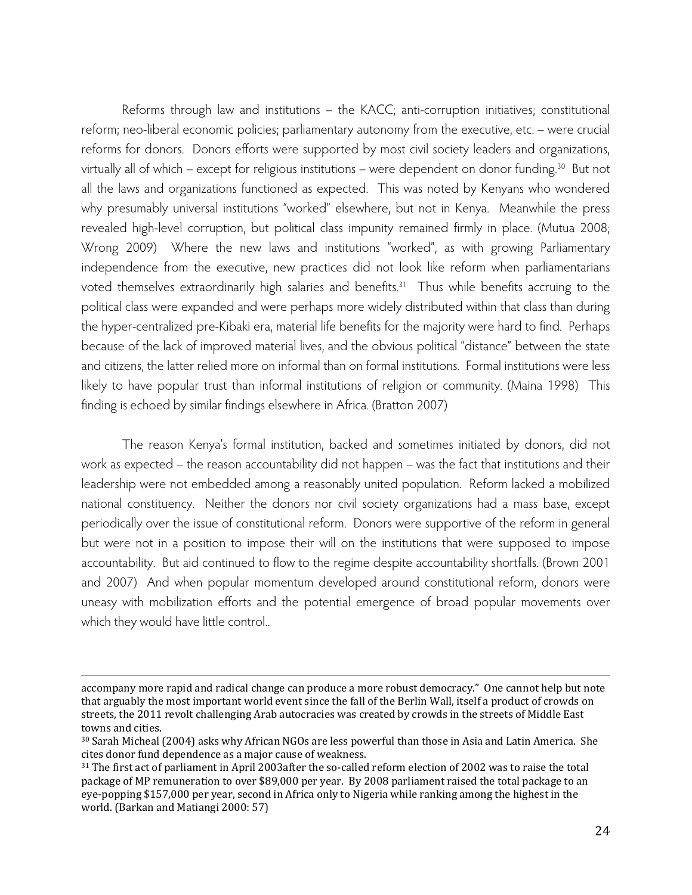Reforms through law and institutions – the KACC; anti-corruption initiatives; constitutional reform; neo-liberal economic policies; parliamentary autonomy from the executive, etc. – were crucial reforms for donors. Donors efforts were supported by most civil society leaders and organizations, virtually all of which – except for religious institutions – were dependent on donor funding.[30] But not all the laws and organizations functioned as expected. This was noted by Kenyans who wondered why presumably universal institutions "worked" elsewhere, but not in Kenya. Meanwhile the press revealed high-level corruption, but political class impunity remained firmly in place. (Mutua 2008; Wrong 2009) Where the new laws and institutions "worked", as with growing Parliamentary independence from the executive, new practices did not look like reform when parliamentarians voted themselves extraordinarily high salaries and benefits.[31] Thus while benefits accruing to the political class were expanded and were perhaps more widely distributed within that class than during the hyper-centralized pre-Kibaki era, material life benefits for the majority were hard to find. Perhaps because of the lack of improved material lives, and the obvious political "distance" between the state and citizens, the latter relied more on informal than on formal institutions. Formal institutions were less likely to have popular trust than informal institutions of religion or community. (Maina 1998) This finding is echoed by similar findings elsewhere in Africa. (Bratton 2007)

The reason Kenya's formal institution, backed and sometimes initiated by donors, did not work as expected – the reason accountability did not happen – was the fact that institutions and their leadership were not embedded among a reasonably united population. Reform lacked a mobilized national constituency. Neither the donors nor civil society organizations had a mass base, except periodically over the issue of constitutional reform. Donors were supportive of the reform in general but were not in a position to impose their will on the institutions that were supposed to impose accountability. But aid continued to flow to the regime despite accountability shortfalls. (Brown 2001 and 2007) And when popular momentum developed around constitutional reform, donors were uneasy with mobilization efforts and the potential emergence of broad popular movements over which they would have little control..

---

accompany more rapid and radical change can produce a more robust democracy." One cannot help but note that arguably the most important world event since the fall of the Berlin Wall, itself a product of crowds on streets, the 2011 revolt challenging Arab autocracies was created by crowds in the streets of Middle East towns and cities.

[30] Sarah Micheal (2004) asks why African NGOs are less powerful than those in Asia and Latin America. She cites donor fund dependence as a major cause of weakness.

[31] The first act of parliament in April 2003after the so-called reform election of 2002 was to raise the total package of MP remuneration to over $89,000 per year. By 2008 parliament raised the total package to an eye-popping $157,000 per year, second in Africa only to Nigeria while ranking among the highest in the world. (Barkan and Matiangi 2000: 57)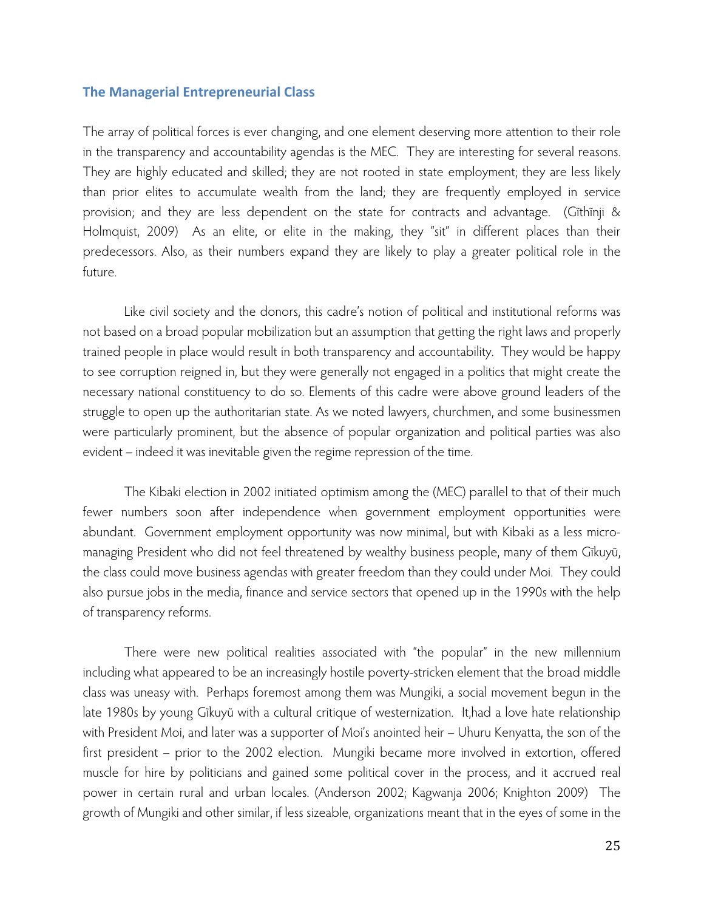### The Managerial Entrepreneurial Class

The array of political forces is ever changing, and one element deserving more attention to their role in the transparency and accountability agendas is the MEC. They are interesting for several reasons. They are highly educated and skilled; they are not rooted in state employment; they are less likely than prior elites to accumulate wealth from the land; they are frequently employed in service provision; and they are less dependent on the state for contracts and advantage. (Gĩthĩnji & Holmquist, 2009) As an elite, or elite in the making, they "sit" in different places than their predecessors. Also, as their numbers expand they are likely to play a greater political role in the future.

Like civil society and the donors, this cadre's notion of political and institutional reforms was not based on a broad popular mobilization but an assumption that getting the right laws and properly trained people in place would result in both transparency and accountability. They would be happy to see corruption reigned in, but they were generally not engaged in a politics that might create the necessary national constituency to do so. Elements of this cadre were above ground leaders of the struggle to open up the authoritarian state. As we noted lawyers, churchmen, and some businessmen were particularly prominent, but the absence of popular organization and political parties was also evident – indeed it was inevitable given the regime repression of the time.

The Kibaki election in 2002 initiated optimism among the (MEC) parallel to that of their much fewer numbers soon after independence when government employment opportunities were abundant. Government employment opportunity was now minimal, but with Kibaki as a less micro-managing President who did not feel threatened by wealthy business people, many of them Gĩkuyũ, the class could move business agendas with greater freedom than they could under Moi. They could also pursue jobs in the media, finance and service sectors that opened up in the 1990s with the help of transparency reforms.

There were new political realities associated with "the popular" in the new millennium including what appeared to be an increasingly hostile poverty-stricken element that the broad middle class was uneasy with. Perhaps foremost among them was Mungiki, a social movement begun in the late 1980s by young Gĩkuyũ with a cultural critique of westernization. It,had a love hate relationship with President Moi, and later was a supporter of Moi's anointed heir – Uhuru Kenyatta, the son of the first president – prior to the 2002 election. Mungiki became more involved in extortion, offered muscle for hire by politicians and gained some political cover in the process, and it accrued real power in certain rural and urban locales. (Anderson 2002; Kagwanja 2006; Knighton 2009) The growth of Mungiki and other similar, if less sizeable, organizations meant that in the eyes of some in the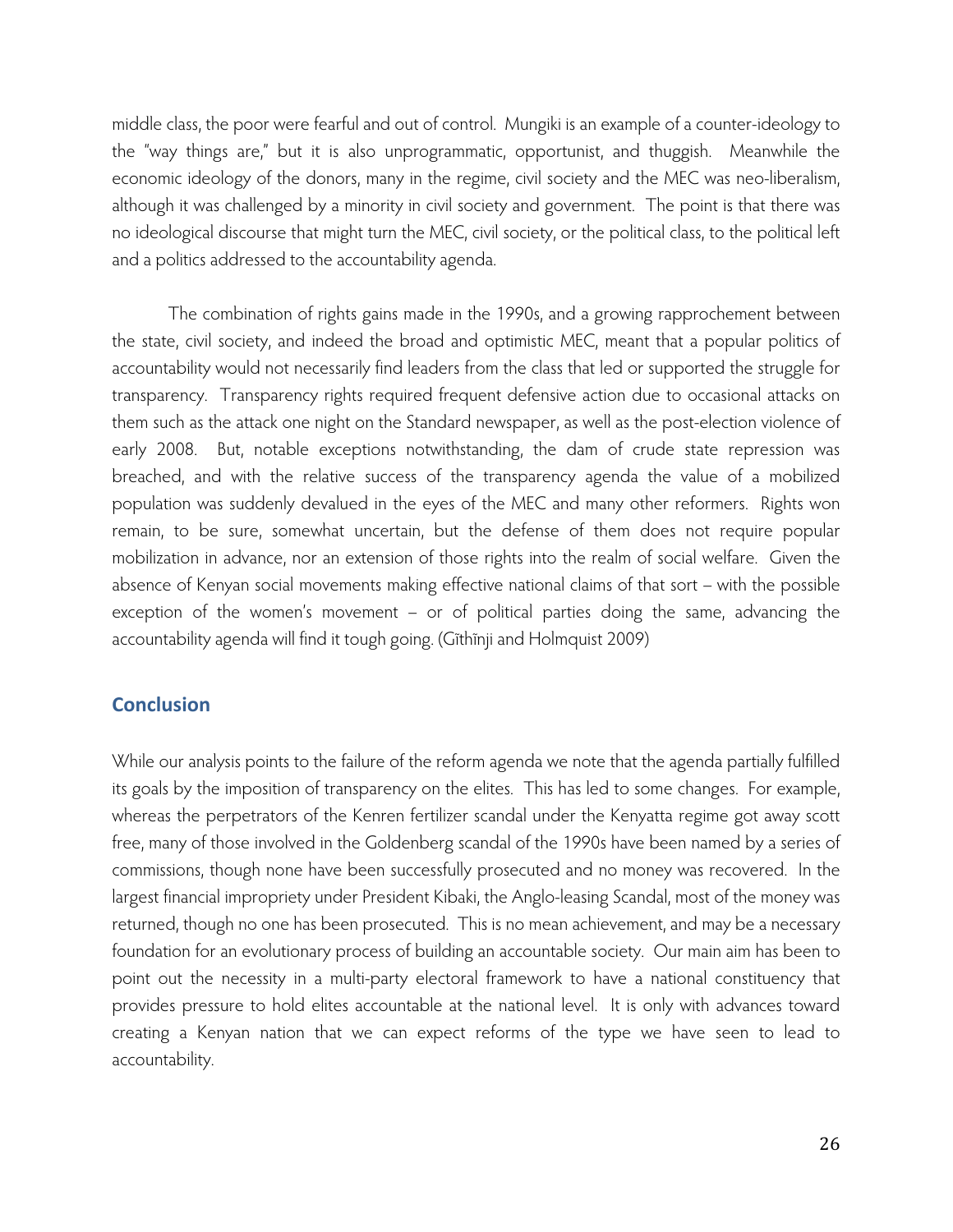middle class, the poor were fearful and out of control. Mungiki is an example of a counter-ideology to the "way things are," but it is also unprogrammatic, opportunist, and thuggish. Meanwhile the economic ideology of the donors, many in the regime, civil society and the MEC was neo-liberalism, although it was challenged by a minority in civil society and government. The point is that there was no ideological discourse that might turn the MEC, civil society, or the political class, to the political left and a politics addressed to the accountability agenda.

The combination of rights gains made in the 1990s, and a growing rapprochement between the state, civil society, and indeed the broad and optimistic MEC, meant that a popular politics of accountability would not necessarily find leaders from the class that led or supported the struggle for transparency. Transparency rights required frequent defensive action due to occasional attacks on them such as the attack one night on the Standard newspaper, as well as the post-election violence of early 2008. But, notable exceptions notwithstanding, the dam of crude state repression was breached, and with the relative success of the transparency agenda the value of a mobilized population was suddenly devalued in the eyes of the MEC and many other reformers. Rights won remain, to be sure, somewhat uncertain, but the defense of them does not require popular mobilization in advance, nor an extension of those rights into the realm of social welfare. Given the absence of Kenyan social movements making effective national claims of that sort – with the possible exception of the women's movement – or of political parties doing the same, advancing the accountability agenda will find it tough going. (Gĩthĩnji and Holmquist 2009)

## Conclusion

While our analysis points to the failure of the reform agenda we note that the agenda partially fulfilled its goals by the imposition of transparency on the elites. This has led to some changes. For example, whereas the perpetrators of the Kenren fertilizer scandal under the Kenyatta regime got away scott free, many of those involved in the Goldenberg scandal of the 1990s have been named by a series of commissions, though none have been successfully prosecuted and no money was recovered. In the largest financial impropriety under President Kibaki, the Anglo-leasing Scandal, most of the money was returned, though no one has been prosecuted. This is no mean achievement, and may be a necessary foundation for an evolutionary process of building an accountable society. Our main aim has been to point out the necessity in a multi-party electoral framework to have a national constituency that provides pressure to hold elites accountable at the national level. It is only with advances toward creating a Kenyan nation that we can expect reforms of the type we have seen to lead to accountability.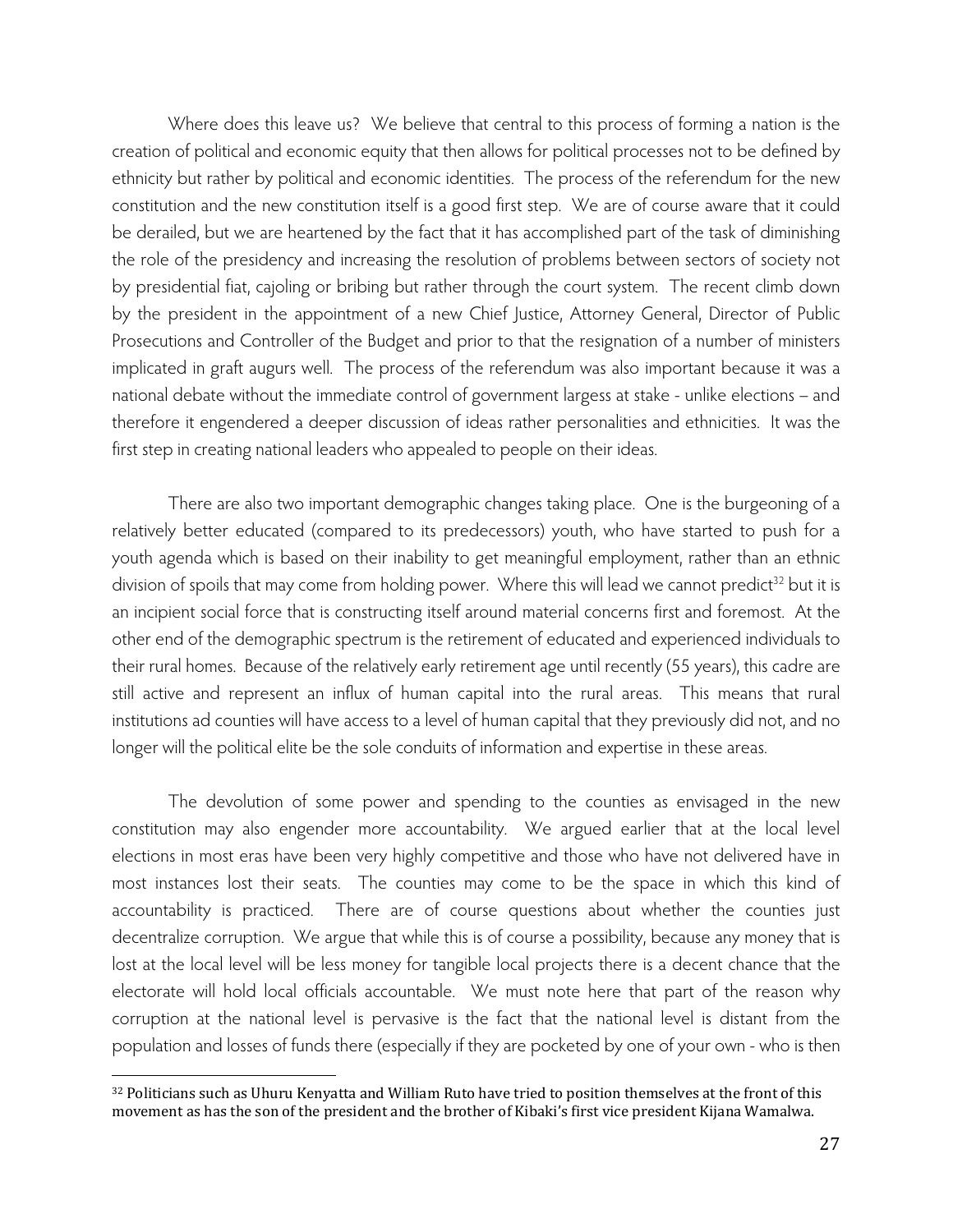Where does this leave us? We believe that central to this process of forming a nation is the creation of political and economic equity that then allows for political processes not to be defined by ethnicity but rather by political and economic identities. The process of the referendum for the new constitution and the new constitution itself is a good first step. We are of course aware that it could be derailed, but we are heartened by the fact that it has accomplished part of the task of diminishing the role of the presidency and increasing the resolution of problems between sectors of society not by presidential fiat, cajoling or bribing but rather through the court system. The recent climb down by the president in the appointment of a new Chief Justice, Attorney General, Director of Public Prosecutions and Controller of the Budget and prior to that the resignation of a number of ministers implicated in graft augurs well. The process of the referendum was also important because it was a national debate without the immediate control of government largess at stake - unlike elections – and therefore it engendered a deeper discussion of ideas rather personalities and ethnicities. It was the first step in creating national leaders who appealed to people on their ideas.

There are also two important demographic changes taking place. One is the burgeoning of a relatively better educated (compared to its predecessors) youth, who have started to push for a youth agenda which is based on their inability to get meaningful employment, rather than an ethnic division of spoils that may come from holding power. Where this will lead we cannot predict[32] but it is an incipient social force that is constructing itself around material concerns first and foremost. At the other end of the demographic spectrum is the retirement of educated and experienced individuals to their rural homes. Because of the relatively early retirement age until recently (55 years), this cadre are still active and represent an influx of human capital into the rural areas. This means that rural institutions ad counties will have access to a level of human capital that they previously did not, and no longer will the political elite be the sole conduits of information and expertise in these areas.

The devolution of some power and spending to the counties as envisaged in the new constitution may also engender more accountability. We argued earlier that at the local level elections in most eras have been very highly competitive and those who have not delivered have in most instances lost their seats. The counties may come to be the space in which this kind of accountability is practiced. There are of course questions about whether the counties just decentralize corruption. We argue that while this is of course a possibility, because any money that is lost at the local level will be less money for tangible local projects there is a decent chance that the electorate will hold local officials accountable. We must note here that part of the reason why corruption at the national level is pervasive is the fact that the national level is distant from the population and losses of funds there (especially if they are pocketed by one of your own - who is then

[32] Politicians such as Uhuru Kenyatta and William Ruto have tried to position themselves at the front of this movement as has the son of the president and the brother of Kibaki's first vice president Kijana Wamalwa.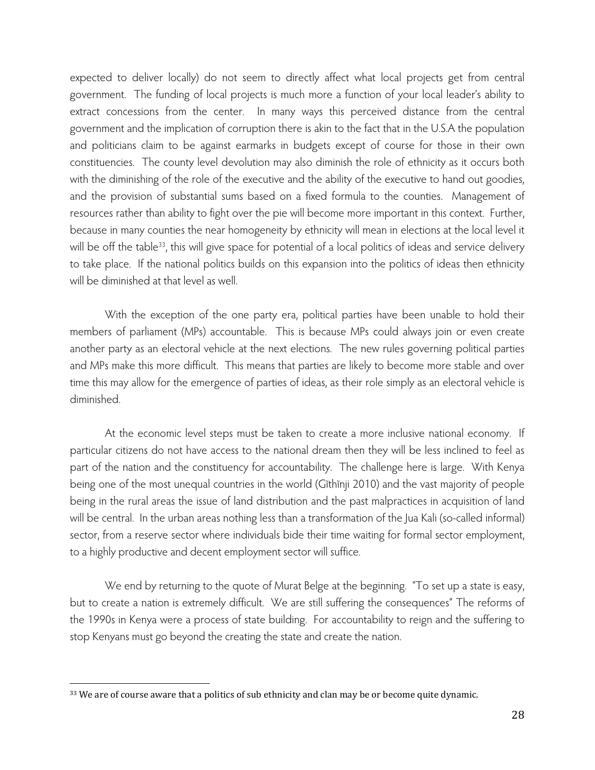expected to deliver locally) do not seem to directly affect what local projects get from central government. The funding of local projects is much more a function of your local leader's ability to extract concessions from the center. In many ways this perceived distance from the central government and the implication of corruption there is akin to the fact that in the U.S.A the population and politicians claim to be against earmarks in budgets except of course for those in their own constituencies. The county level devolution may also diminish the role of ethnicity as it occurs both with the diminishing of the role of the executive and the ability of the executive to hand out goodies, and the provision of substantial sums based on a fixed formula to the counties. Management of resources rather than ability to fight over the pie will become more important in this context. Further, because in many counties the near homogeneity by ethnicity will mean in elections at the local level it will be off the table[33], this will give space for potential of a local politics of ideas and service delivery to take place. If the national politics builds on this expansion into the politics of ideas then ethnicity will be diminished at that level as well.

With the exception of the one party era, political parties have been unable to hold their members of parliament (MPs) accountable. This is because MPs could always join or even create another party as an electoral vehicle at the next elections. The new rules governing political parties and MPs make this more difficult. This means that parties are likely to become more stable and over time this may allow for the emergence of parties of ideas, as their role simply as an electoral vehicle is diminished.

At the economic level steps must be taken to create a more inclusive national economy. If particular citizens do not have access to the national dream then they will be less inclined to feel as part of the nation and the constituency for accountability. The challenge here is large. With Kenya being one of the most unequal countries in the world (Gĩthĩnji 2010) and the vast majority of people being in the rural areas the issue of land distribution and the past malpractices in acquisition of land will be central. In the urban areas nothing less than a transformation of the Jua Kali (so-called informal) sector, from a reserve sector where individuals bide their time waiting for formal sector employment, to a highly productive and decent employment sector will suffice.

We end by returning to the quote of Murat Belge at the beginning. "To set up a state is easy, but to create a nation is extremely difficult. We are still suffering the consequences" The reforms of the 1990s in Kenya were a process of state building. For accountability to reign and the suffering to stop Kenyans must go beyond the creating the state and create the nation.

---

[33] We are of course aware that a politics of sub ethnicity and clan may be or become quite dynamic.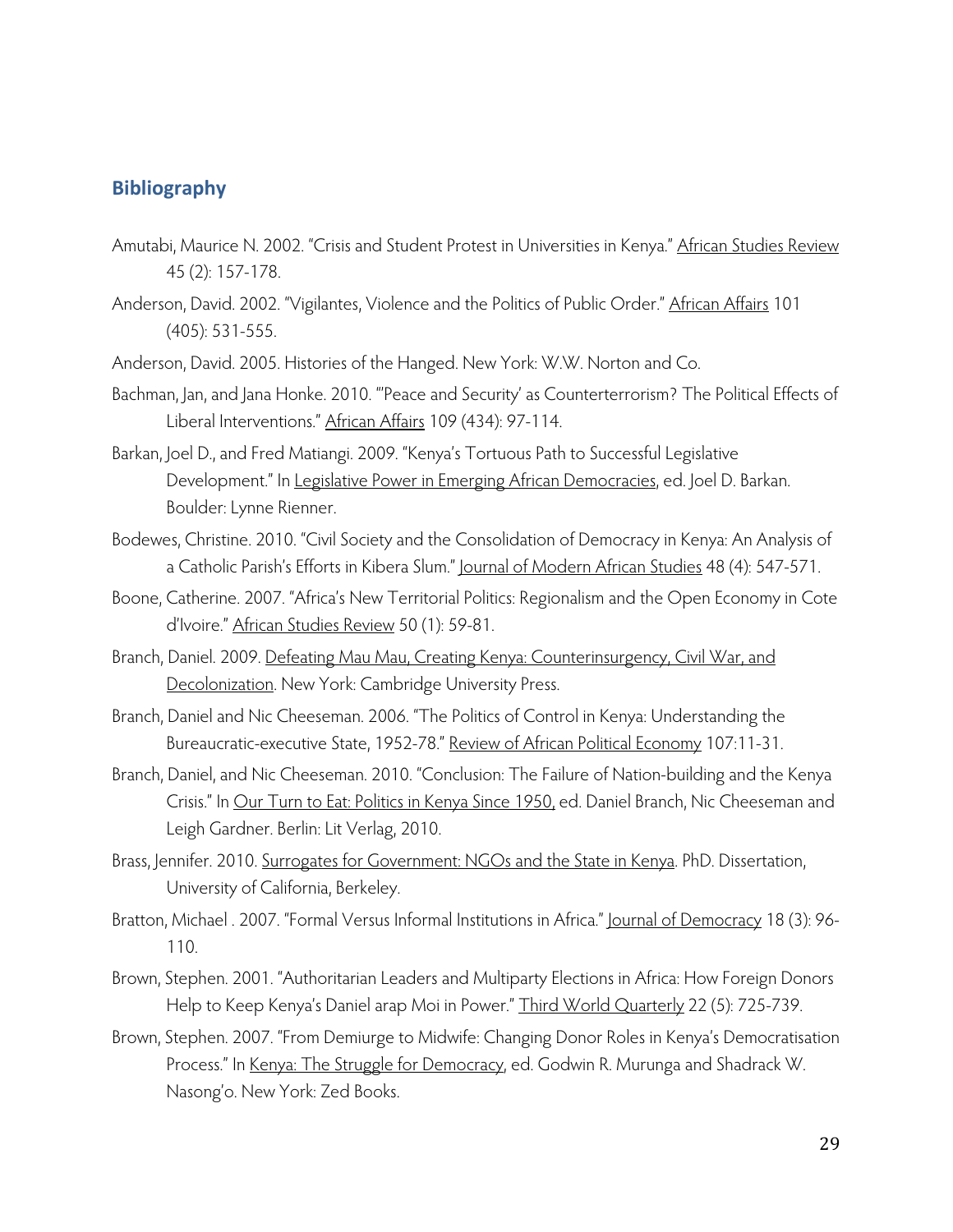## Bibliography

Amutabi, Maurice N. 2002. "Crisis and Student Protest in Universities in Kenya." African Studies Review 45 (2): 157-178.

Anderson, David. 2002. "Vigilantes, Violence and the Politics of Public Order." African Affairs 101 (405): 531-555.

Anderson, David. 2005. Histories of the Hanged. New York: W.W. Norton and Co.

Bachman, Jan, and Jana Honke. 2010. "'Peace and Security' as Counterterrorism? The Political Effects of Liberal Interventions." African Affairs 109 (434): 97-114.

Barkan, Joel D., and Fred Matiangi. 2009. "Kenya's Tortuous Path to Successful Legislative Development." In Legislative Power in Emerging African Democracies, ed. Joel D. Barkan. Boulder: Lynne Rienner.

Bodewes, Christine. 2010. "Civil Society and the Consolidation of Democracy in Kenya: An Analysis of a Catholic Parish's Efforts in Kibera Slum." Journal of Modern African Studies 48 (4): 547-571.

Boone, Catherine. 2007. "Africa's New Territorial Politics: Regionalism and the Open Economy in Cote d'Ivoire." African Studies Review 50 (1): 59-81.

Branch, Daniel. 2009. Defeating Mau Mau, Creating Kenya: Counterinsurgency, Civil War, and Decolonization. New York: Cambridge University Press.

Branch, Daniel and Nic Cheeseman. 2006. "The Politics of Control in Kenya: Understanding the Bureaucratic-executive State, 1952-78." Review of African Political Economy 107:11-31.

Branch, Daniel, and Nic Cheeseman. 2010. "Conclusion: The Failure of Nation-building and the Kenya Crisis." In Our Turn to Eat: Politics in Kenya Since 1950, ed. Daniel Branch, Nic Cheeseman and Leigh Gardner. Berlin: Lit Verlag, 2010.

Brass, Jennifer. 2010. Surrogates for Government: NGOs and the State in Kenya. PhD. Dissertation, University of California, Berkeley.

Bratton, Michael . 2007. "Formal Versus Informal Institutions in Africa." Journal of Democracy 18 (3): 96-110.

Brown, Stephen. 2001. "Authoritarian Leaders and Multiparty Elections in Africa: How Foreign Donors Help to Keep Kenya's Daniel arap Moi in Power." Third World Quarterly 22 (5): 725-739.

Brown, Stephen. 2007. "From Demiurge to Midwife: Changing Donor Roles in Kenya's Democratisation Process." In Kenya: The Struggle for Democracy, ed. Godwin R. Murunga and Shadrack W. Nasong'o. New York: Zed Books.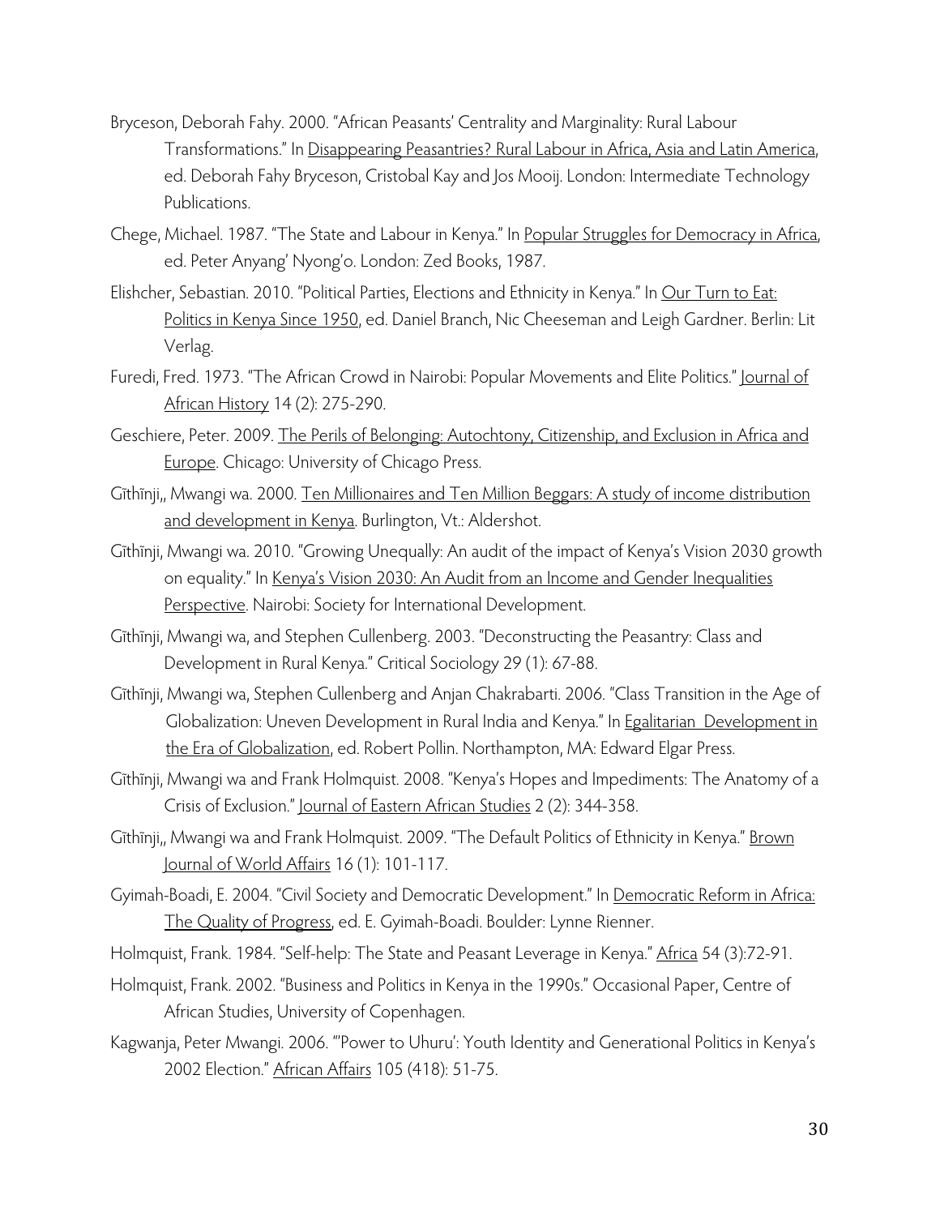Bryceson, Deborah Fahy. 2000. "African Peasants' Centrality and Marginality: Rural Labour Transformations." In Disappearing Peasantries? Rural Labour in Africa, Asia and Latin America, ed. Deborah Fahy Bryceson, Cristobal Kay and Jos Mooij. London: Intermediate Technology Publications.

Chege, Michael. 1987. "The State and Labour in Kenya." In Popular Struggles for Democracy in Africa, ed. Peter Anyang' Nyong'o. London: Zed Books, 1987.

Elishcher, Sebastian. 2010. "Political Parties, Elections and Ethnicity in Kenya." In Our Turn to Eat: Politics in Kenya Since 1950, ed. Daniel Branch, Nic Cheeseman and Leigh Gardner. Berlin: Lit Verlag.

Furedi, Fred. 1973. "The African Crowd in Nairobi: Popular Movements and Elite Politics." Journal of African History 14 (2): 275-290.

Geschiere, Peter. 2009. The Perils of Belonging: Autochtony, Citizenship, and Exclusion in Africa and Europe. Chicago: University of Chicago Press.

Gĩthĩnji,, Mwangi wa. 2000. Ten Millionaires and Ten Million Beggars: A study of income distribution and development in Kenya. Burlington, Vt.: Aldershot.

Gĩthĩnji, Mwangi wa. 2010. "Growing Unequally: An audit of the impact of Kenya's Vision 2030 growth on equality." In Kenya's Vision 2030: An Audit from an Income and Gender Inequalities Perspective. Nairobi: Society for International Development.

Gĩthĩnji, Mwangi wa, and Stephen Cullenberg. 2003. "Deconstructing the Peasantry: Class and Development in Rural Kenya." Critical Sociology 29 (1): 67-88.

Gĩthĩnji, Mwangi wa, Stephen Cullenberg and Anjan Chakrabarti. 2006. "Class Transition in the Age of Globalization: Uneven Development in Rural India and Kenya." In Egalitarian Development in the Era of Globalization, ed. Robert Pollin. Northampton, MA: Edward Elgar Press.

Gĩthĩnji, Mwangi wa and Frank Holmquist. 2008. "Kenya's Hopes and Impediments: The Anatomy of a Crisis of Exclusion." Journal of Eastern African Studies 2 (2): 344-358.

Gĩthĩnji,, Mwangi wa and Frank Holmquist. 2009. "The Default Politics of Ethnicity in Kenya." Brown Journal of World Affairs 16 (1): 101-117.

Gyimah-Boadi, E. 2004. "Civil Society and Democratic Development." In Democratic Reform in Africa: The Quality of Progress, ed. E. Gyimah-Boadi. Boulder: Lynne Rienner.

Holmquist, Frank. 1984. "Self-help: The State and Peasant Leverage in Kenya." Africa 54 (3):72-91.

Holmquist, Frank. 2002. "Business and Politics in Kenya in the 1990s." Occasional Paper, Centre of African Studies, University of Copenhagen.

Kagwanja, Peter Mwangi. 2006. "'Power to Uhuru': Youth Identity and Generational Politics in Kenya's 2002 Election." African Affairs 105 (418): 51-75.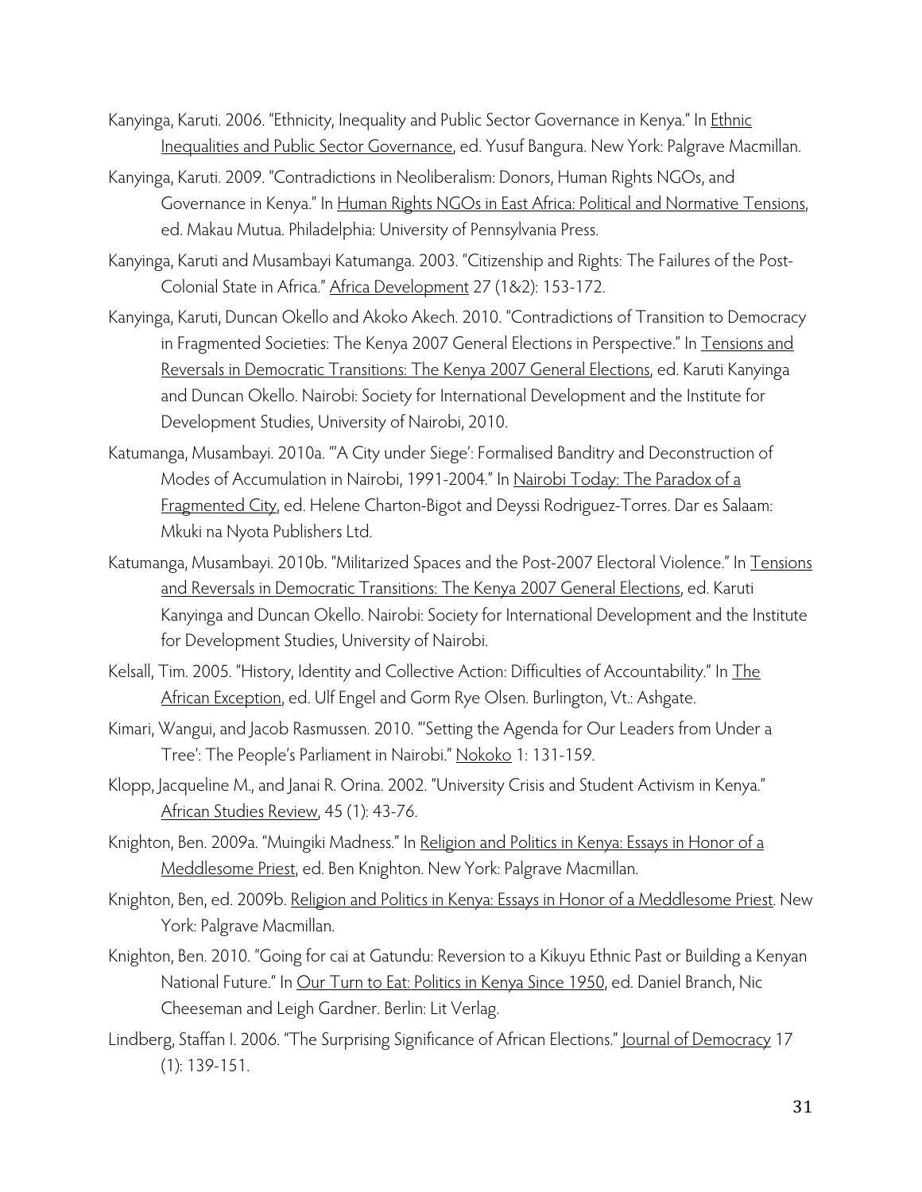Kanyinga, Karuti. 2006. "Ethnicity, Inequality and Public Sector Governance in Kenya." In Ethnic Inequalities and Public Sector Governance, ed. Yusuf Bangura. New York: Palgrave Macmillan.

Kanyinga, Karuti. 2009. "Contradictions in Neoliberalism: Donors, Human Rights NGOs, and Governance in Kenya." In Human Rights NGOs in East Africa: Political and Normative Tensions, ed. Makau Mutua. Philadelphia: University of Pennsylvania Press.

Kanyinga, Karuti and Musambayi Katumanga. 2003. "Citizenship and Rights: The Failures of the Post-Colonial State in Africa." Africa Development 27 (1&2): 153-172.

Kanyinga, Karuti, Duncan Okello and Akoko Akech. 2010. "Contradictions of Transition to Democracy in Fragmented Societies: The Kenya 2007 General Elections in Perspective." In Tensions and Reversals in Democratic Transitions: The Kenya 2007 General Elections, ed. Karuti Kanyinga and Duncan Okello. Nairobi: Society for International Development and the Institute for Development Studies, University of Nairobi, 2010.

Katumanga, Musambayi. 2010a. "'A City under Siege': Formalised Banditry and Deconstruction of Modes of Accumulation in Nairobi, 1991-2004." In Nairobi Today: The Paradox of a Fragmented City, ed. Helene Charton-Bigot and Deyssi Rodriguez-Torres. Dar es Salaam: Mkuki na Nyota Publishers Ltd.

Katumanga, Musambayi. 2010b. "Militarized Spaces and the Post-2007 Electoral Violence." In Tensions and Reversals in Democratic Transitions: The Kenya 2007 General Elections, ed. Karuti Kanyinga and Duncan Okello. Nairobi: Society for International Development and the Institute for Development Studies, University of Nairobi.

Kelsall, Tim. 2005. "History, Identity and Collective Action: Difficulties of Accountability." In The African Exception, ed. Ulf Engel and Gorm Rye Olsen. Burlington, Vt.: Ashgate.

Kimari, Wangui, and Jacob Rasmussen. 2010. "'Setting the Agenda for Our Leaders from Under a Tree': The People's Parliament in Nairobi." Nokoko 1: 131-159.

Klopp, Jacqueline M., and Janai R. Orina. 2002. "University Crisis and Student Activism in Kenya." African Studies Review, 45 (1): 43-76.

Knighton, Ben. 2009a. "Muingiki Madness." In Religion and Politics in Kenya: Essays in Honor of a Meddlesome Priest, ed. Ben Knighton. New York: Palgrave Macmillan.

Knighton, Ben, ed. 2009b. Religion and Politics in Kenya: Essays in Honor of a Meddlesome Priest. New York: Palgrave Macmillan.

Knighton, Ben. 2010. "Going for cai at Gatundu: Reversion to a Kikuyu Ethnic Past or Building a Kenyan National Future." In Our Turn to Eat: Politics in Kenya Since 1950, ed. Daniel Branch, Nic Cheeseman and Leigh Gardner. Berlin: Lit Verlag.

Lindberg, Staffan I. 2006. "The Surprising Significance of African Elections." Journal of Democracy 17 (1): 139-151.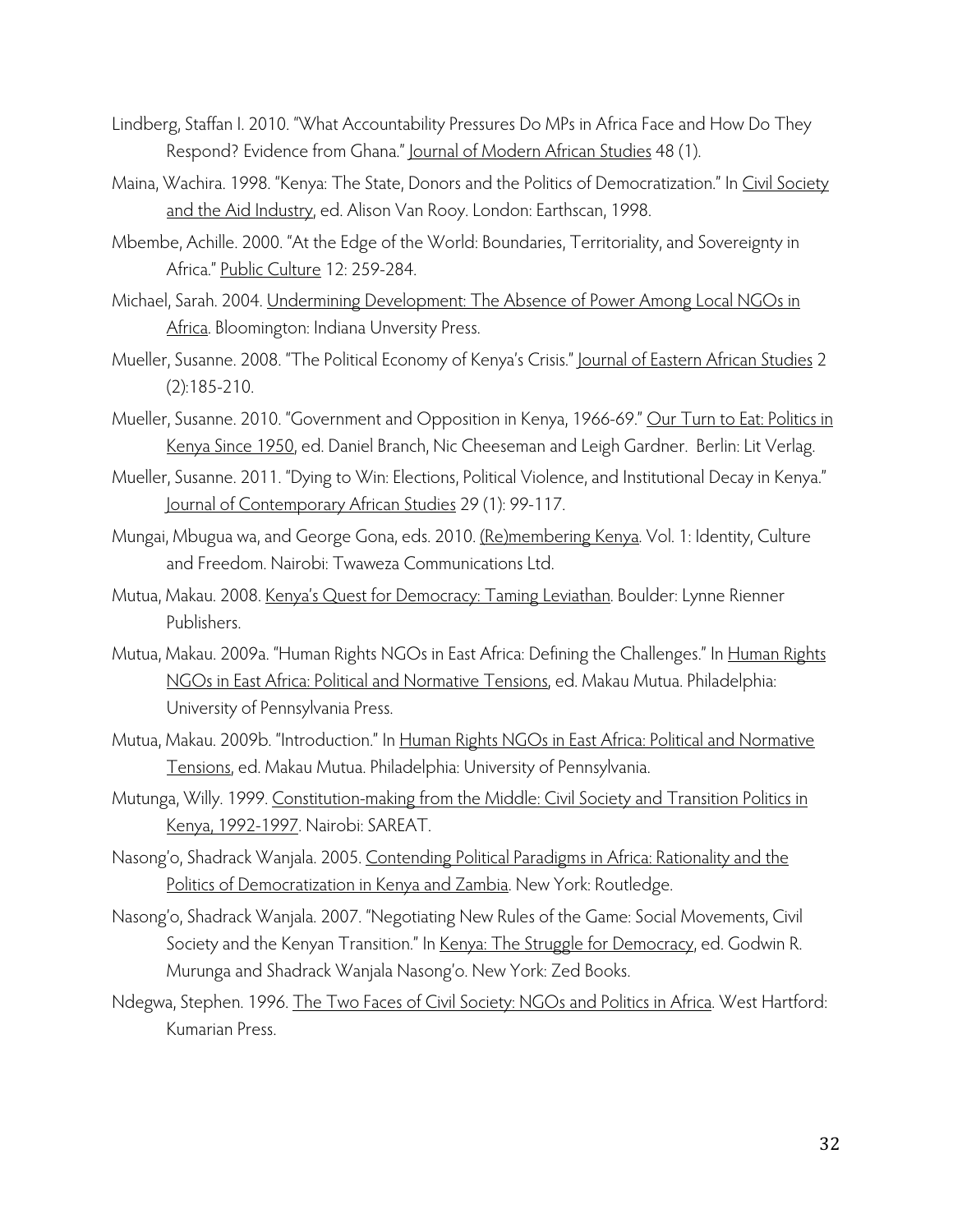Lindberg, Staffan I. 2010. "What Accountability Pressures Do MPs in Africa Face and How Do They Respond? Evidence from Ghana." Journal of Modern African Studies 48 (1).

Maina, Wachira. 1998. "Kenya: The State, Donors and the Politics of Democratization." In Civil Society and the Aid Industry, ed. Alison Van Rooy. London: Earthscan, 1998.

Mbembe, Achille. 2000. "At the Edge of the World: Boundaries, Territoriality, and Sovereignty in Africa." Public Culture 12: 259-284.

Michael, Sarah. 2004. Undermining Development: The Absence of Power Among Local NGOs in Africa. Bloomington: Indiana Unversity Press.

Mueller, Susanne. 2008. "The Political Economy of Kenya's Crisis." Journal of Eastern African Studies 2 (2):185-210.

Mueller, Susanne. 2010. "Government and Opposition in Kenya, 1966-69." Our Turn to Eat: Politics in Kenya Since 1950, ed. Daniel Branch, Nic Cheeseman and Leigh Gardner. Berlin: Lit Verlag.

Mueller, Susanne. 2011. "Dying to Win: Elections, Political Violence, and Institutional Decay in Kenya." Journal of Contemporary African Studies 29 (1): 99-117.

Mungai, Mbugua wa, and George Gona, eds. 2010. (Re)membering Kenya. Vol. 1: Identity, Culture and Freedom. Nairobi: Twaweza Communications Ltd.

Mutua, Makau. 2008. Kenya's Quest for Democracy: Taming Leviathan. Boulder: Lynne Rienner Publishers.

Mutua, Makau. 2009a. "Human Rights NGOs in East Africa: Defining the Challenges." In Human Rights NGOs in East Africa: Political and Normative Tensions, ed. Makau Mutua. Philadelphia: University of Pennsylvania Press.

Mutua, Makau. 2009b. "Introduction." In Human Rights NGOs in East Africa: Political and Normative Tensions, ed. Makau Mutua. Philadelphia: University of Pennsylvania.

Mutunga, Willy. 1999. Constitution-making from the Middle: Civil Society and Transition Politics in Kenya, 1992-1997. Nairobi: SAREAT.

Nasong'o, Shadrack Wanjala. 2005. Contending Political Paradigms in Africa: Rationality and the Politics of Democratization in Kenya and Zambia. New York: Routledge.

Nasong'o, Shadrack Wanjala. 2007. "Negotiating New Rules of the Game: Social Movements, Civil Society and the Kenyan Transition." In Kenya: The Struggle for Democracy, ed. Godwin R. Murunga and Shadrack Wanjala Nasong'o. New York: Zed Books.

Ndegwa, Stephen. 1996. The Two Faces of Civil Society: NGOs and Politics in Africa. West Hartford: Kumarian Press.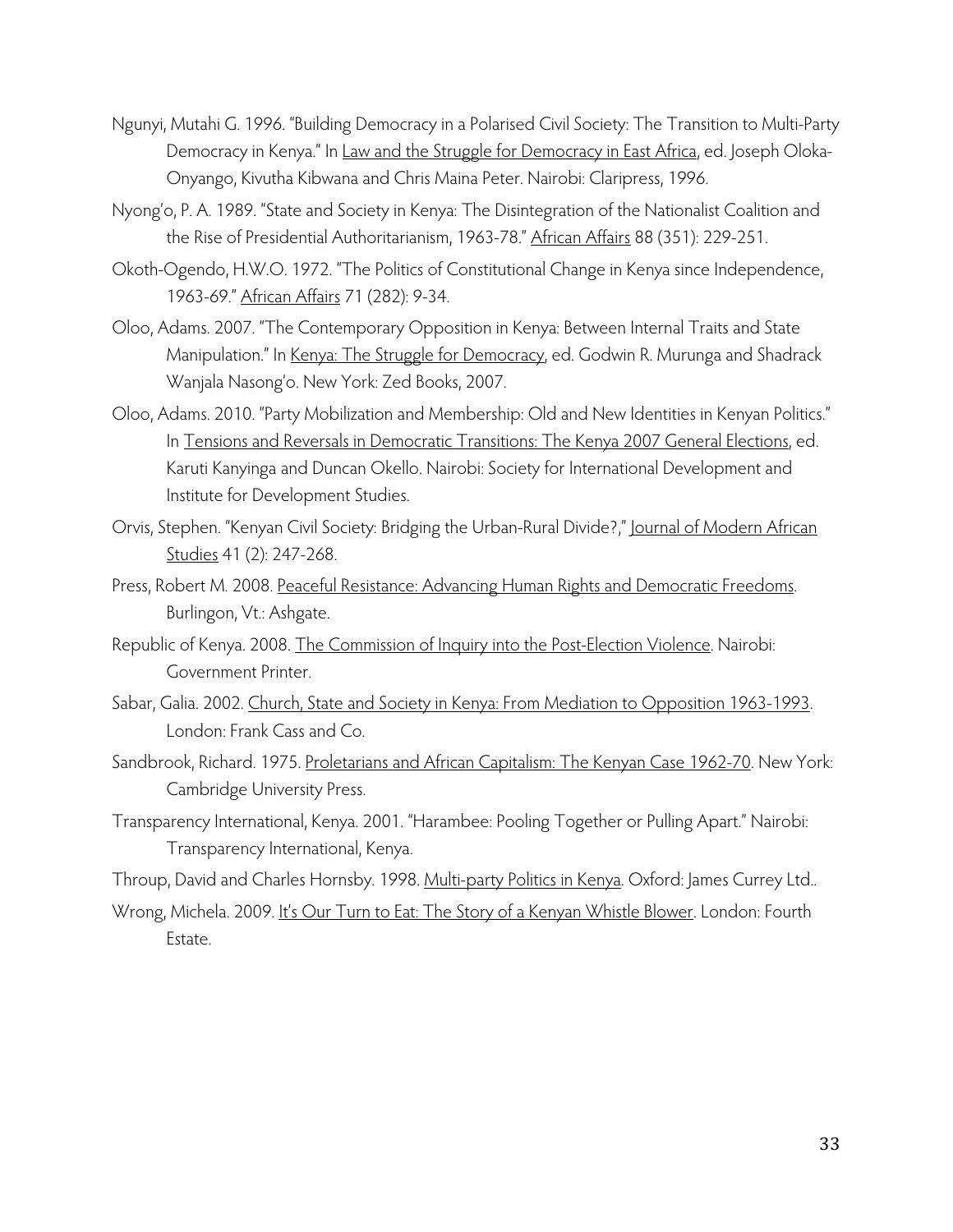Ngunyi, Mutahi G. 1996. "Building Democracy in a Polarised Civil Society: The Transition to Multi-Party Democracy in Kenya." In Law and the Struggle for Democracy in East Africa, ed. Joseph Oloka-Onyango, Kivutha Kibwana and Chris Maina Peter. Nairobi: Claripress, 1996.

Nyong'o, P. A. 1989. "State and Society in Kenya: The Disintegration of the Nationalist Coalition and the Rise of Presidential Authoritarianism, 1963-78." African Affairs 88 (351): 229-251.

Okoth-Ogendo, H.W.O. 1972. "The Politics of Constitutional Change in Kenya since Independence, 1963-69." African Affairs 71 (282): 9-34.

Oloo, Adams. 2007. "The Contemporary Opposition in Kenya: Between Internal Traits and State Manipulation." In Kenya: The Struggle for Democracy, ed. Godwin R. Murunga and Shadrack Wanjala Nasong'o. New York: Zed Books, 2007.

Oloo, Adams. 2010. "Party Mobilization and Membership: Old and New Identities in Kenyan Politics." In Tensions and Reversals in Democratic Transitions: The Kenya 2007 General Elections, ed. Karuti Kanyinga and Duncan Okello. Nairobi: Society for International Development and Institute for Development Studies.

Orvis, Stephen. "Kenyan Civil Society: Bridging the Urban-Rural Divide?," Journal of Modern African Studies 41 (2): 247-268.

Press, Robert M. 2008. Peaceful Resistance: Advancing Human Rights and Democratic Freedoms. Burlingon, Vt.: Ashgate.

Republic of Kenya. 2008. The Commission of Inquiry into the Post-Election Violence. Nairobi: Government Printer.

Sabar, Galia. 2002. Church, State and Society in Kenya: From Mediation to Opposition 1963-1993. London: Frank Cass and Co.

Sandbrook, Richard. 1975. Proletarians and African Capitalism: The Kenyan Case 1962-70. New York: Cambridge University Press.

Transparency International, Kenya. 2001. "Harambee: Pooling Together or Pulling Apart." Nairobi: Transparency International, Kenya.

Throup, David and Charles Hornsby. 1998. Multi-party Politics in Kenya. Oxford: James Currey Ltd..

Wrong, Michela. 2009. It's Our Turn to Eat: The Story of a Kenyan Whistle Blower. London: Fourth Estate.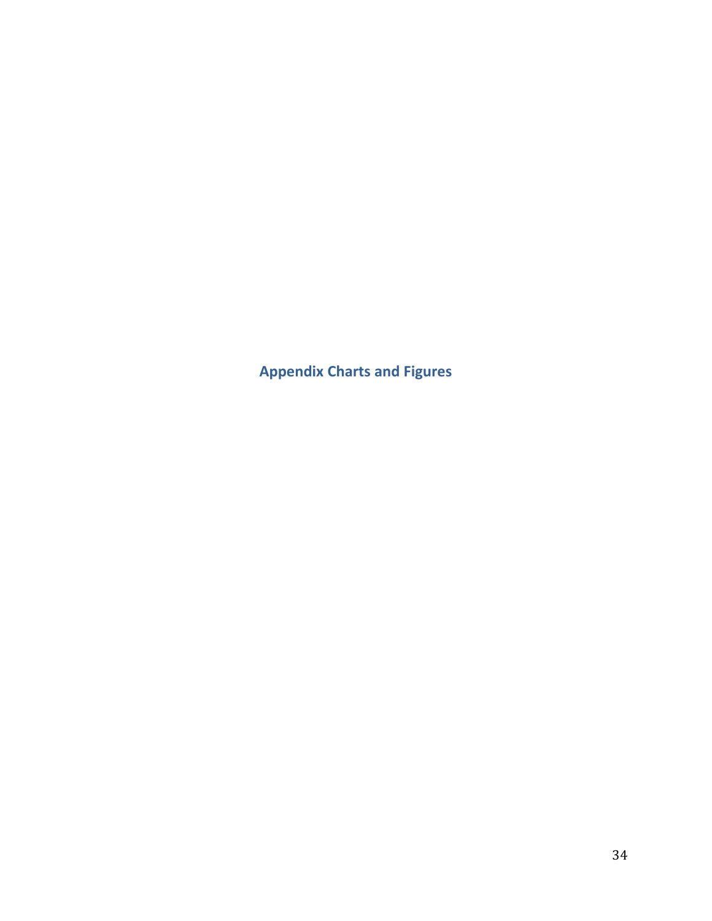## Appendix Charts and Figures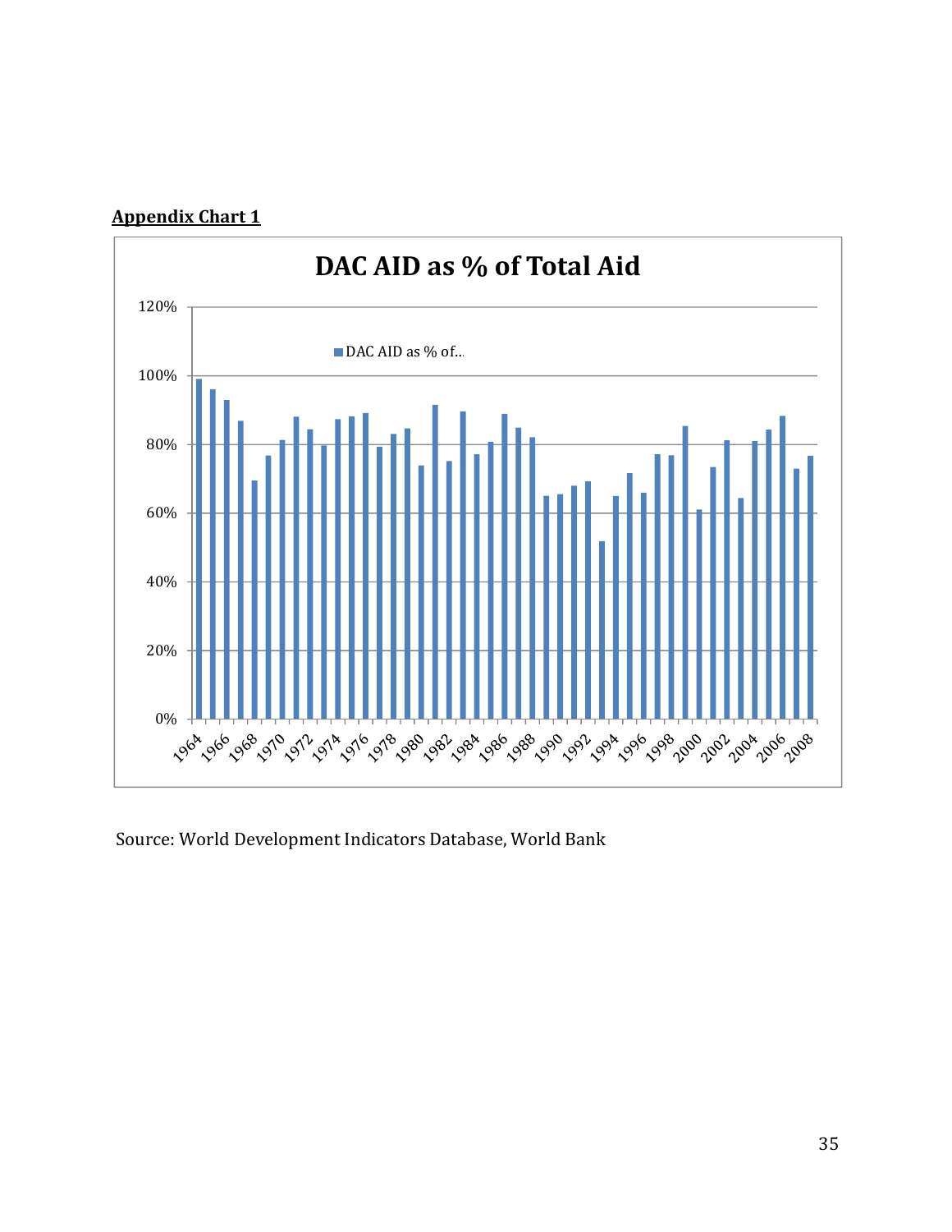**Appendix Chart 1**

**DAC AID as % of Total Aid**

Source: World Development Indicators Database, World Bank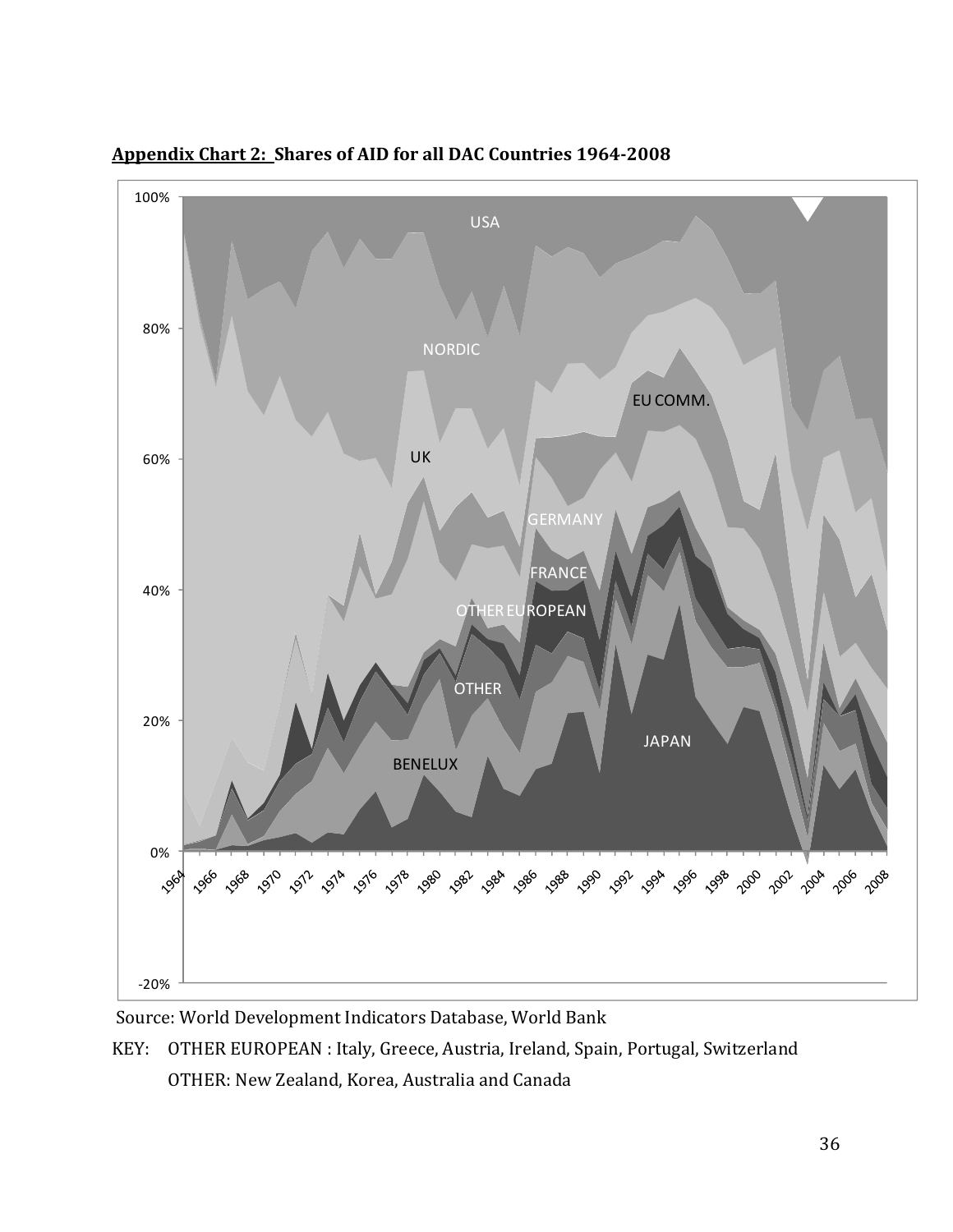**Appendix Chart 2: Shares of AID for all DAC Countries 1964-2008**

100%
80%
60%
40%
20%
0%
-20%

1964 1966 1968 1970 1972 1974 1976 1978 1980 1982 1984 1986 1988 1990 1992 1994 1996 1998 2000 2002 2004 2006 2008

USA
NORDIC
EU COMM.
UK
GERMANY
FRANCE
OTHER EUROPEAN
OTHER
JAPAN
BENELUX

Source: World Development Indicators Database, World Bank

KEY: OTHER EUROPEAN : Italy, Greece, Austria, Ireland, Spain, Portugal, Switzerland
OTHER: New Zealand, Korea, Australia and Canada